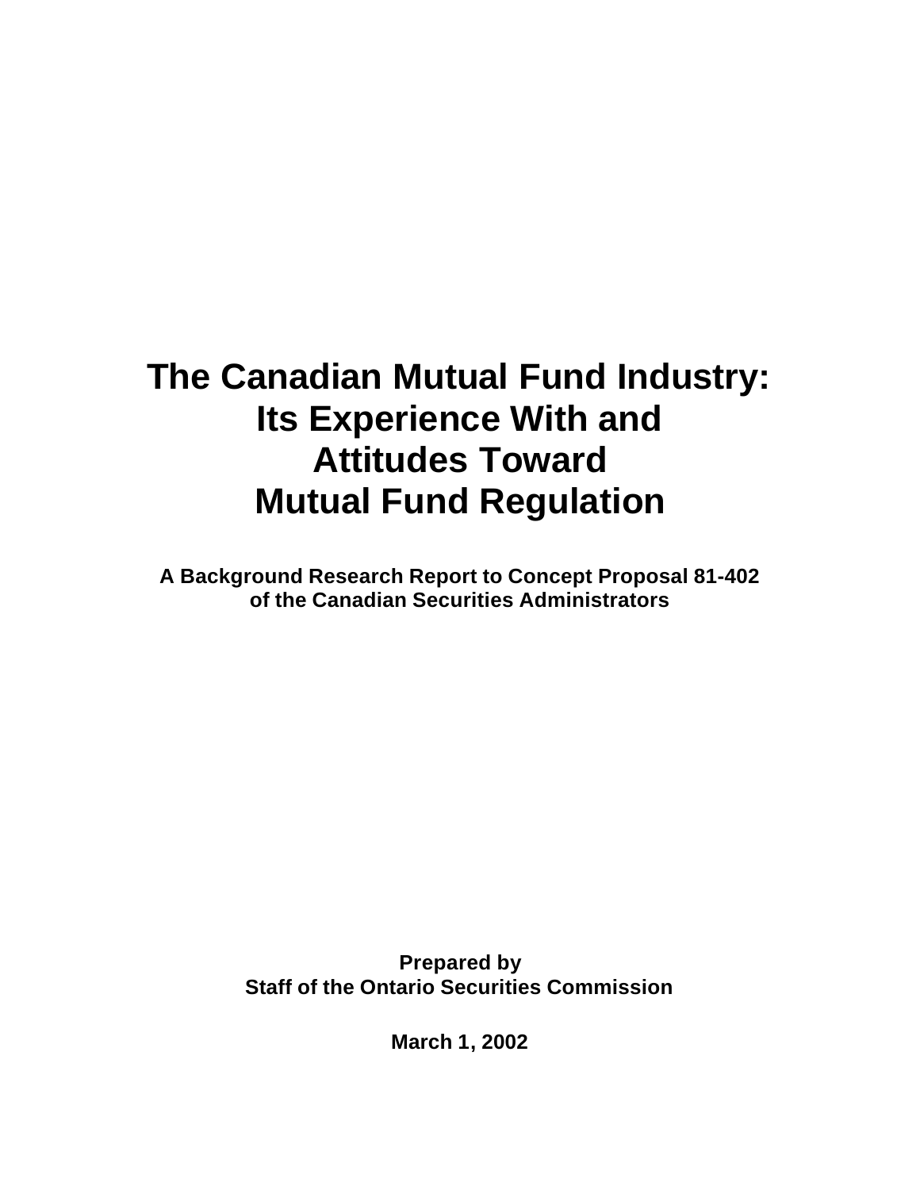# The Canadian Mutual Fund Industry: Its Experience With and Attitudes Toward Mutual Fund Regulation

**A Background Research Report to Concept Proposal 81-402 of the Canadian Securities Administrators**

**Prepared by**
**Staff of the Ontario Securities Commission**

**March 1, 2002**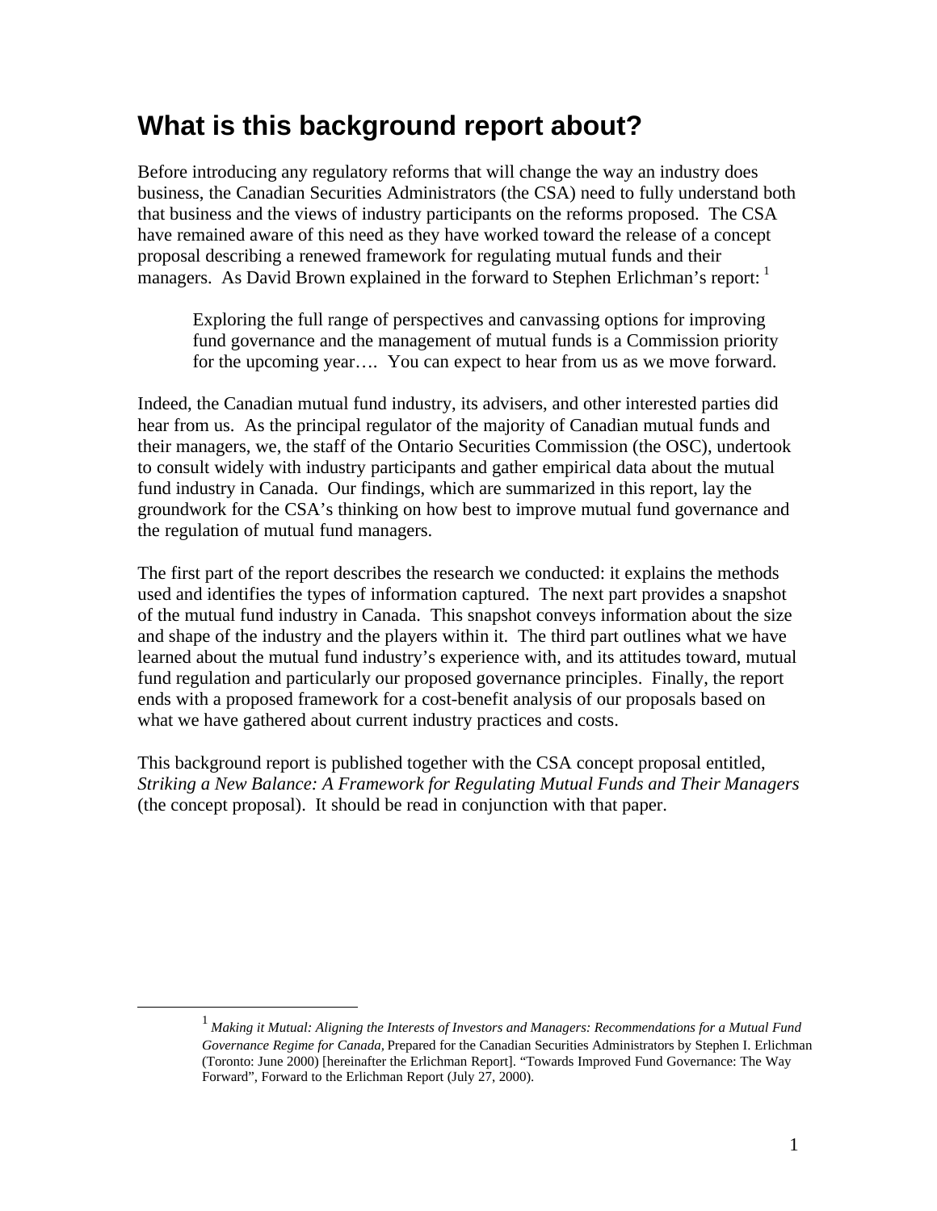# What is this background report about?

Before introducing any regulatory reforms that will change the way an industry does business, the Canadian Securities Administrators (the CSA) need to fully understand both that business and the views of industry participants on the reforms proposed. The CSA have remained aware of this need as they have worked toward the release of a concept proposal describing a renewed framework for regulating mutual funds and their managers. As David Brown explained in the forward to Stephen Erlichman's report: [1]

> Exploring the full range of perspectives and canvassing options for improving fund governance and the management of mutual funds is a Commission priority for the upcoming year…. You can expect to hear from us as we move forward.

Indeed, the Canadian mutual fund industry, its advisers, and other interested parties did hear from us. As the principal regulator of the majority of Canadian mutual funds and their managers, we, the staff of the Ontario Securities Commission (the OSC), undertook to consult widely with industry participants and gather empirical data about the mutual fund industry in Canada. Our findings, which are summarized in this report, lay the groundwork for the CSA's thinking on how best to improve mutual fund governance and the regulation of mutual fund managers.

The first part of the report describes the research we conducted: it explains the methods used and identifies the types of information captured. The next part provides a snapshot of the mutual fund industry in Canada. This snapshot conveys information about the size and shape of the industry and the players within it. The third part outlines what we have learned about the mutual fund industry's experience with, and its attitudes toward, mutual fund regulation and particularly our proposed governance principles. Finally, the report ends with a proposed framework for a cost-benefit analysis of our proposals based on what we have gathered about current industry practices and costs.

This background report is published together with the CSA concept proposal entitled, *Striking a New Balance: A Framework for Regulating Mutual Funds and Their Managers* (the concept proposal). It should be read in conjunction with that paper.

---

[1] *Making it Mutual: Aligning the Interests of Investors and Managers: Recommendations for a Mutual Fund Governance Regime for Canada,* Prepared for the Canadian Securities Administrators by Stephen I. Erlichman (Toronto: June 2000) [hereinafter the Erlichman Report]. "Towards Improved Fund Governance: The Way Forward", Forward to the Erlichman Report (July 27, 2000).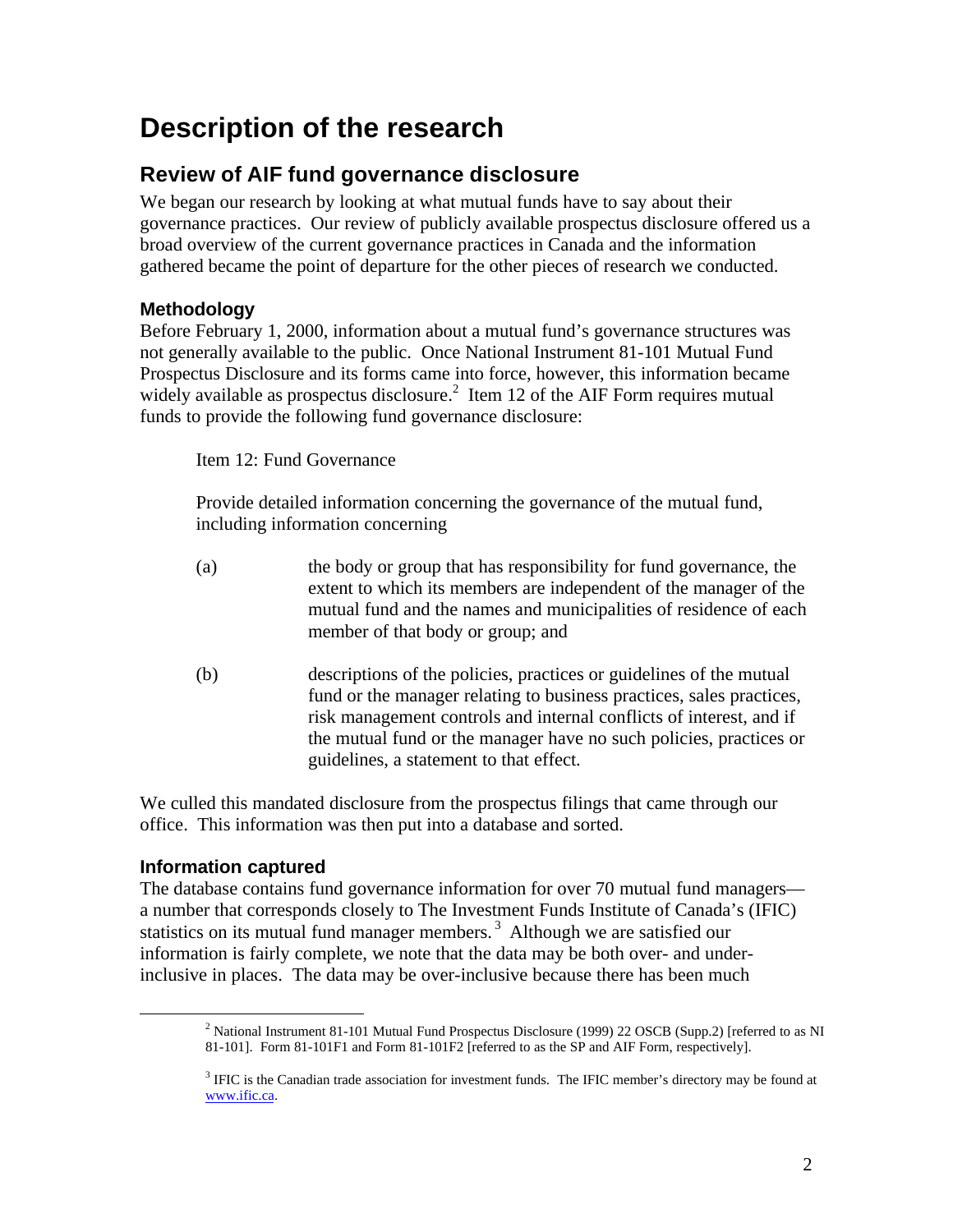# Description of the research

## Review of AIF fund governance disclosure

We began our research by looking at what mutual funds have to say about their governance practices. Our review of publicly available prospectus disclosure offered us a broad overview of the current governance practices in Canada and the information gathered became the point of departure for the other pieces of research we conducted.

### Methodology

Before February 1, 2000, information about a mutual fund's governance structures was not generally available to the public. Once National Instrument 81-101 Mutual Fund Prospectus Disclosure and its forms came into force, however, this information became widely available as prospectus disclosure.[2] Item 12 of the AIF Form requires mutual funds to provide the following fund governance disclosure:

> Item 12: Fund Governance
>
> Provide detailed information concerning the governance of the mutual fund, including information concerning
>
> (a) the body or group that has responsibility for fund governance, the extent to which its members are independent of the manager of the mutual fund and the names and municipalities of residence of each member of that body or group; and
>
> (b) descriptions of the policies, practices or guidelines of the mutual fund or the manager relating to business practices, sales practices, risk management controls and internal conflicts of interest, and if the mutual fund or the manager have no such policies, practices or guidelines, a statement to that effect.

We culled this mandated disclosure from the prospectus filings that came through our office. This information was then put into a database and sorted.

### Information captured

The database contains fund governance information for over 70 mutual fund managers—a number that corresponds closely to The Investment Funds Institute of Canada's (IFIC) statistics on its mutual fund manager members.[3] Although we are satisfied our information is fairly complete, we note that the data may be both over- and under-inclusive in places. The data may be over-inclusive because there has been much

---

[2] National Instrument 81-101 Mutual Fund Prospectus Disclosure (1999) 22 OSCB (Supp.2) [referred to as NI 81-101]. Form 81-101F1 and Form 81-101F2 [referred to as the SP and AIF Form, respectively].

[3] IFIC is the Canadian trade association for investment funds. The IFIC member's directory may be found at www.ific.ca.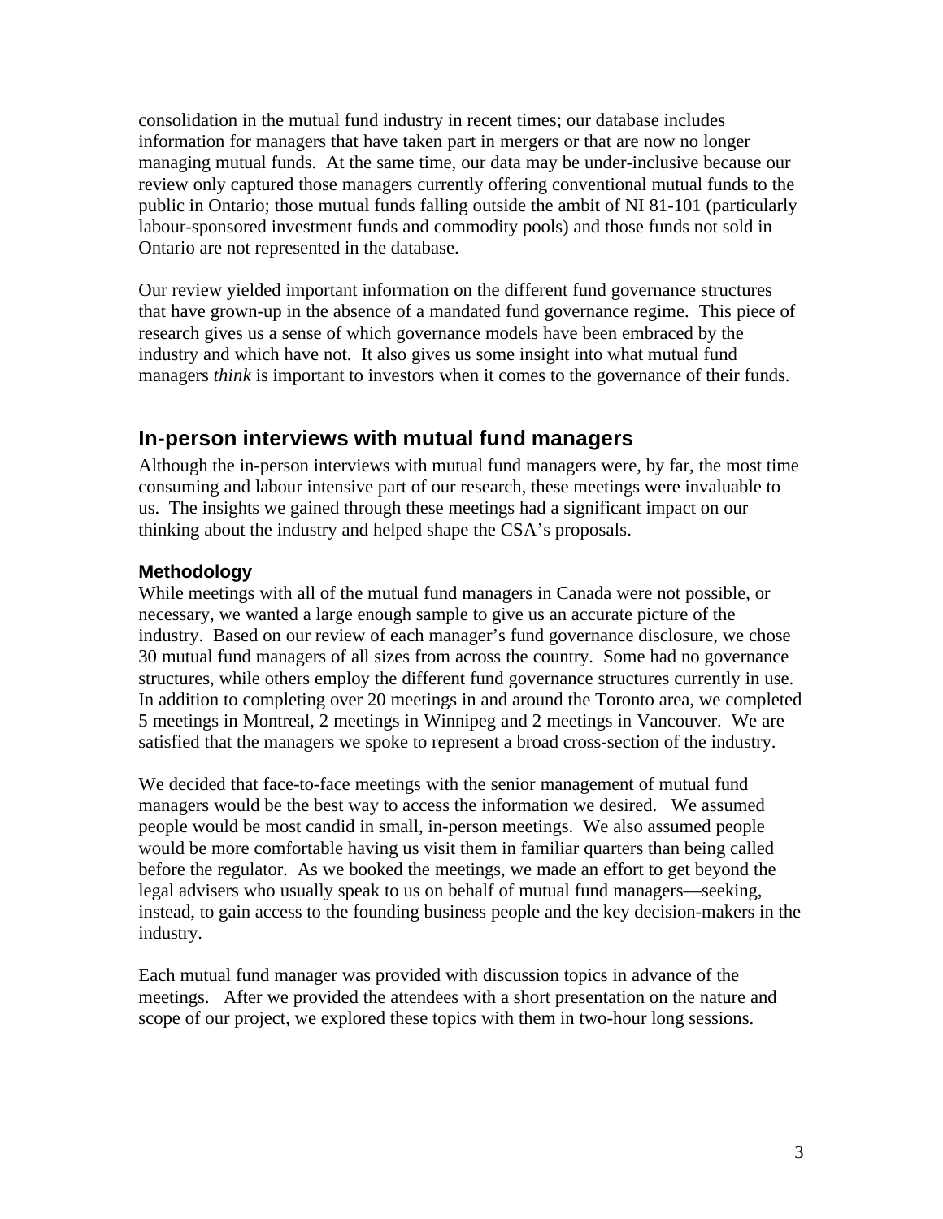consolidation in the mutual fund industry in recent times; our database includes information for managers that have taken part in mergers or that are now no longer managing mutual funds. At the same time, our data may be under-inclusive because our review only captured those managers currently offering conventional mutual funds to the public in Ontario; those mutual funds falling outside the ambit of NI 81-101 (particularly labour-sponsored investment funds and commodity pools) and those funds not sold in Ontario are not represented in the database.

Our review yielded important information on the different fund governance structures that have grown-up in the absence of a mandated fund governance regime. This piece of research gives us a sense of which governance models have been embraced by the industry and which have not. It also gives us some insight into what mutual fund managers *think* is important to investors when it comes to the governance of their funds.

## In-person interviews with mutual fund managers

Although the in-person interviews with mutual fund managers were, by far, the most time consuming and labour intensive part of our research, these meetings were invaluable to us. The insights we gained through these meetings had a significant impact on our thinking about the industry and helped shape the CSA's proposals.

### Methodology

While meetings with all of the mutual fund managers in Canada were not possible, or necessary, we wanted a large enough sample to give us an accurate picture of the industry. Based on our review of each manager's fund governance disclosure, we chose 30 mutual fund managers of all sizes from across the country. Some had no governance structures, while others employ the different fund governance structures currently in use. In addition to completing over 20 meetings in and around the Toronto area, we completed 5 meetings in Montreal, 2 meetings in Winnipeg and 2 meetings in Vancouver. We are satisfied that the managers we spoke to represent a broad cross-section of the industry.

We decided that face-to-face meetings with the senior management of mutual fund managers would be the best way to access the information we desired. We assumed people would be most candid in small, in-person meetings. We also assumed people would be more comfortable having us visit them in familiar quarters than being called before the regulator. As we booked the meetings, we made an effort to get beyond the legal advisers who usually speak to us on behalf of mutual fund managers—seeking, instead, to gain access to the founding business people and the key decision-makers in the industry.

Each mutual fund manager was provided with discussion topics in advance of the meetings. After we provided the attendees with a short presentation on the nature and scope of our project, we explored these topics with them in two-hour long sessions.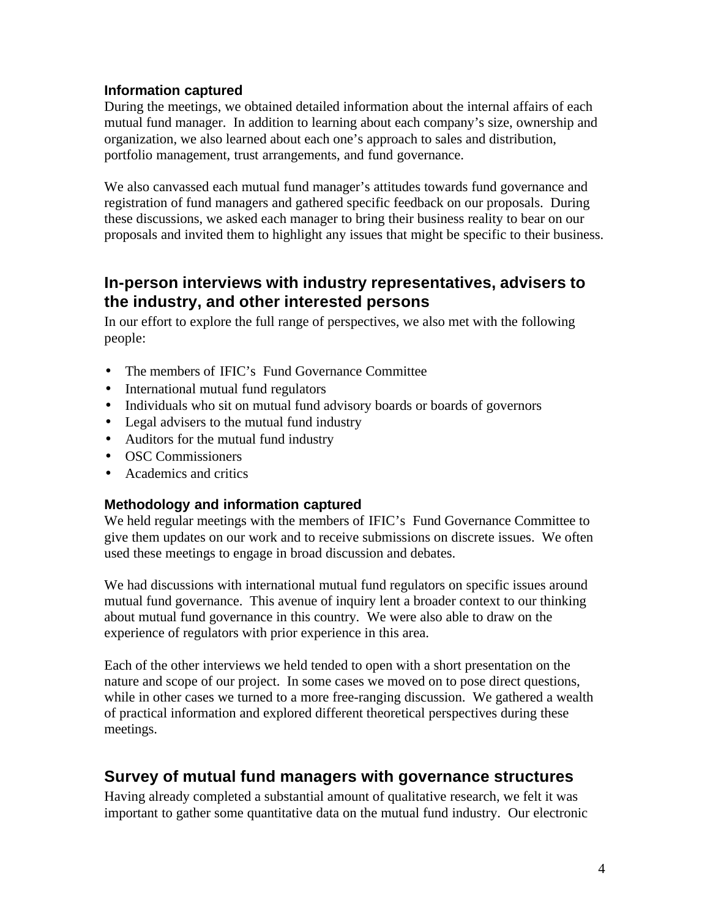### Information captured

During the meetings, we obtained detailed information about the internal affairs of each mutual fund manager. In addition to learning about each company's size, ownership and organization, we also learned about each one's approach to sales and distribution, portfolio management, trust arrangements, and fund governance.

We also canvassed each mutual fund manager's attitudes towards fund governance and registration of fund managers and gathered specific feedback on our proposals. During these discussions, we asked each manager to bring their business reality to bear on our proposals and invited them to highlight any issues that might be specific to their business.

## In-person interviews with industry representatives, advisers to the industry, and other interested persons

In our effort to explore the full range of perspectives, we also met with the following people:

- The members of IFIC's Fund Governance Committee
- International mutual fund regulators
- Individuals who sit on mutual fund advisory boards or boards of governors
- Legal advisers to the mutual fund industry
- Auditors for the mutual fund industry
- OSC Commissioners
- Academics and critics

### Methodology and information captured

We held regular meetings with the members of IFIC's Fund Governance Committee to give them updates on our work and to receive submissions on discrete issues. We often used these meetings to engage in broad discussion and debates.

We had discussions with international mutual fund regulators on specific issues around mutual fund governance. This avenue of inquiry lent a broader context to our thinking about mutual fund governance in this country. We were also able to draw on the experience of regulators with prior experience in this area.

Each of the other interviews we held tended to open with a short presentation on the nature and scope of our project. In some cases we moved on to pose direct questions, while in other cases we turned to a more free-ranging discussion. We gathered a wealth of practical information and explored different theoretical perspectives during these meetings.

## Survey of mutual fund managers with governance structures

Having already completed a substantial amount of qualitative research, we felt it was important to gather some quantitative data on the mutual fund industry. Our electronic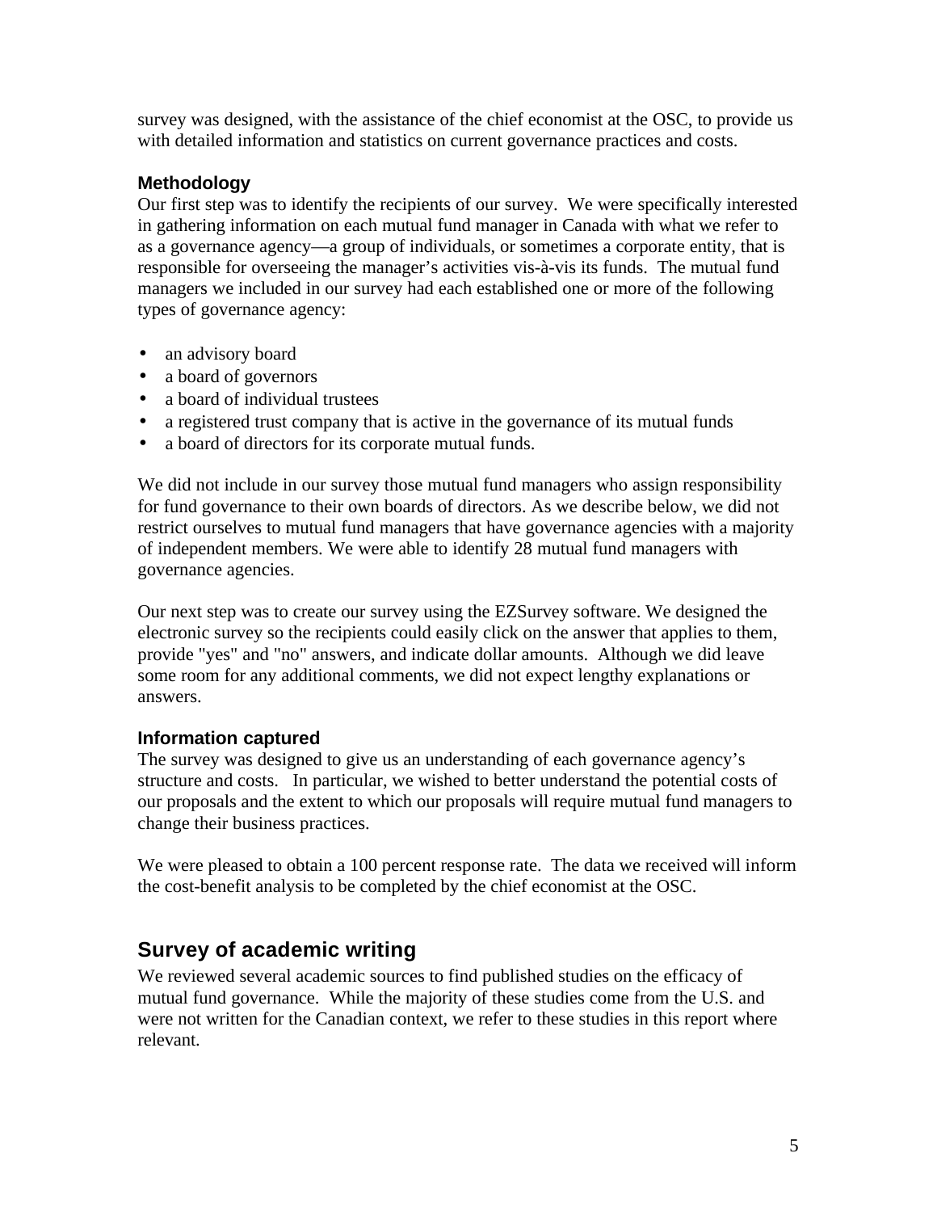survey was designed, with the assistance of the chief economist at the OSC, to provide us with detailed information and statistics on current governance practices and costs.

### Methodology

Our first step was to identify the recipients of our survey. We were specifically interested in gathering information on each mutual fund manager in Canada with what we refer to as a governance agency—a group of individuals, or sometimes a corporate entity, that is responsible for overseeing the manager's activities vis-à-vis its funds. The mutual fund managers we included in our survey had each established one or more of the following types of governance agency:

- an advisory board
- a board of governors
- a board of individual trustees
- a registered trust company that is active in the governance of its mutual funds
- a board of directors for its corporate mutual funds.

We did not include in our survey those mutual fund managers who assign responsibility for fund governance to their own boards of directors. As we describe below, we did not restrict ourselves to mutual fund managers that have governance agencies with a majority of independent members. We were able to identify 28 mutual fund managers with governance agencies.

Our next step was to create our survey using the EZSurvey software. We designed the electronic survey so the recipients could easily click on the answer that applies to them, provide "yes" and "no" answers, and indicate dollar amounts. Although we did leave some room for any additional comments, we did not expect lengthy explanations or answers.

### Information captured

The survey was designed to give us an understanding of each governance agency's structure and costs. In particular, we wished to better understand the potential costs of our proposals and the extent to which our proposals will require mutual fund managers to change their business practices.

We were pleased to obtain a 100 percent response rate. The data we received will inform the cost-benefit analysis to be completed by the chief economist at the OSC.

## Survey of academic writing

We reviewed several academic sources to find published studies on the efficacy of mutual fund governance. While the majority of these studies come from the U.S. and were not written for the Canadian context, we refer to these studies in this report where relevant.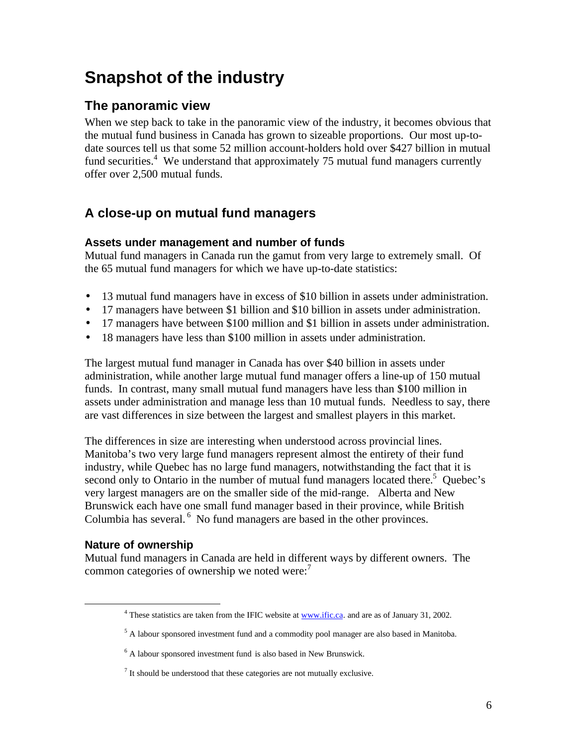# Snapshot of the industry

## The panoramic view

When we step back to take in the panoramic view of the industry, it becomes obvious that the mutual fund business in Canada has grown to sizeable proportions. Our most up-to-date sources tell us that some 52 million account-holders hold over $427 billion in mutual fund securities.[4] We understand that approximately 75 mutual fund managers currently offer over 2,500 mutual funds.

## A close-up on mutual fund managers

### Assets under management and number of funds

Mutual fund managers in Canada run the gamut from very large to extremely small. Of the 65 mutual fund managers for which we have up-to-date statistics:

- 13 mutual fund managers have in excess of $10 billion in assets under administration.
- 17 managers have between $1 billion and $10 billion in assets under administration.
- 17 managers have between $100 million and $1 billion in assets under administration.
- 18 managers have less than $100 million in assets under administration.

The largest mutual fund manager in Canada has over $40 billion in assets under administration, while another large mutual fund manager offers a line-up of 150 mutual funds. In contrast, many small mutual fund managers have less than $100 million in assets under administration and manage less than 10 mutual funds. Needless to say, there are vast differences in size between the largest and smallest players in this market.

The differences in size are interesting when understood across provincial lines. Manitoba's two very large fund managers represent almost the entirety of their fund industry, while Quebec has no large fund managers, notwithstanding the fact that it is second only to Ontario in the number of mutual fund managers located there.[5] Quebec's very largest managers are on the smaller side of the mid-range. Alberta and New Brunswick each have one small fund manager based in their province, while British Columbia has several.[6] No fund managers are based in the other provinces.

### Nature of ownership

Mutual fund managers in Canada are held in different ways by different owners. The common categories of ownership we noted were:[7]

[4] These statistics are taken from the IFIC website at www.ific.ca. and are as of January 31, 2002.

[5] A labour sponsored investment fund and a commodity pool manager are also based in Manitoba.

[6] A labour sponsored investment fund is also based in New Brunswick.

[7] It should be understood that these categories are not mutually exclusive.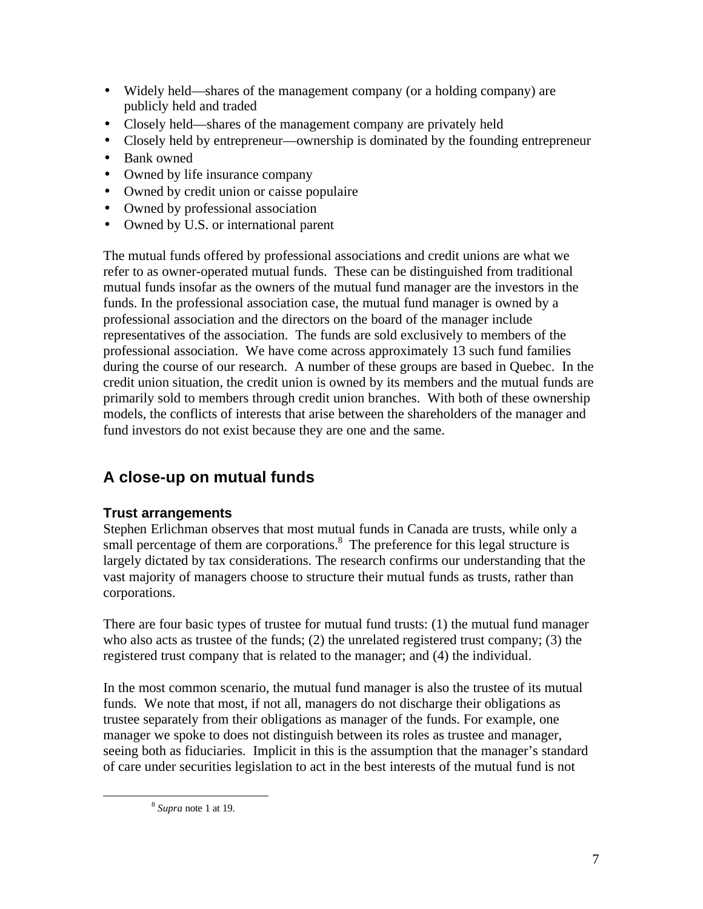- Widely held—shares of the management company (or a holding company) are publicly held and traded
- Closely held—shares of the management company are privately held
- Closely held by entrepreneur—ownership is dominated by the founding entrepreneur
- Bank owned
- Owned by life insurance company
- Owned by credit union or caisse populaire
- Owned by professional association
- Owned by U.S. or international parent

The mutual funds offered by professional associations and credit unions are what we refer to as owner-operated mutual funds. These can be distinguished from traditional mutual funds insofar as the owners of the mutual fund manager are the investors in the funds. In the professional association case, the mutual fund manager is owned by a professional association and the directors on the board of the manager include representatives of the association. The funds are sold exclusively to members of the professional association. We have come across approximately 13 such fund families during the course of our research. A number of these groups are based in Quebec. In the credit union situation, the credit union is owned by its members and the mutual funds are primarily sold to members through credit union branches. With both of these ownership models, the conflicts of interests that arise between the shareholders of the manager and fund investors do not exist because they are one and the same.

## A close-up on mutual funds

### Trust arrangements

Stephen Erlichman observes that most mutual funds in Canada are trusts, while only a small percentage of them are corporations.[8] The preference for this legal structure is largely dictated by tax considerations. The research confirms our understanding that the vast majority of managers choose to structure their mutual funds as trusts, rather than corporations.

There are four basic types of trustee for mutual fund trusts: (1) the mutual fund manager who also acts as trustee of the funds; (2) the unrelated registered trust company; (3) the registered trust company that is related to the manager; and (4) the individual.

In the most common scenario, the mutual fund manager is also the trustee of its mutual funds. We note that most, if not all, managers do not discharge their obligations as trustee separately from their obligations as manager of the funds. For example, one manager we spoke to does not distinguish between its roles as trustee and manager, seeing both as fiduciaries. Implicit in this is the assumption that the manager's standard of care under securities legislation to act in the best interests of the mutual fund is not

[8] *Supra* note 1 at 19.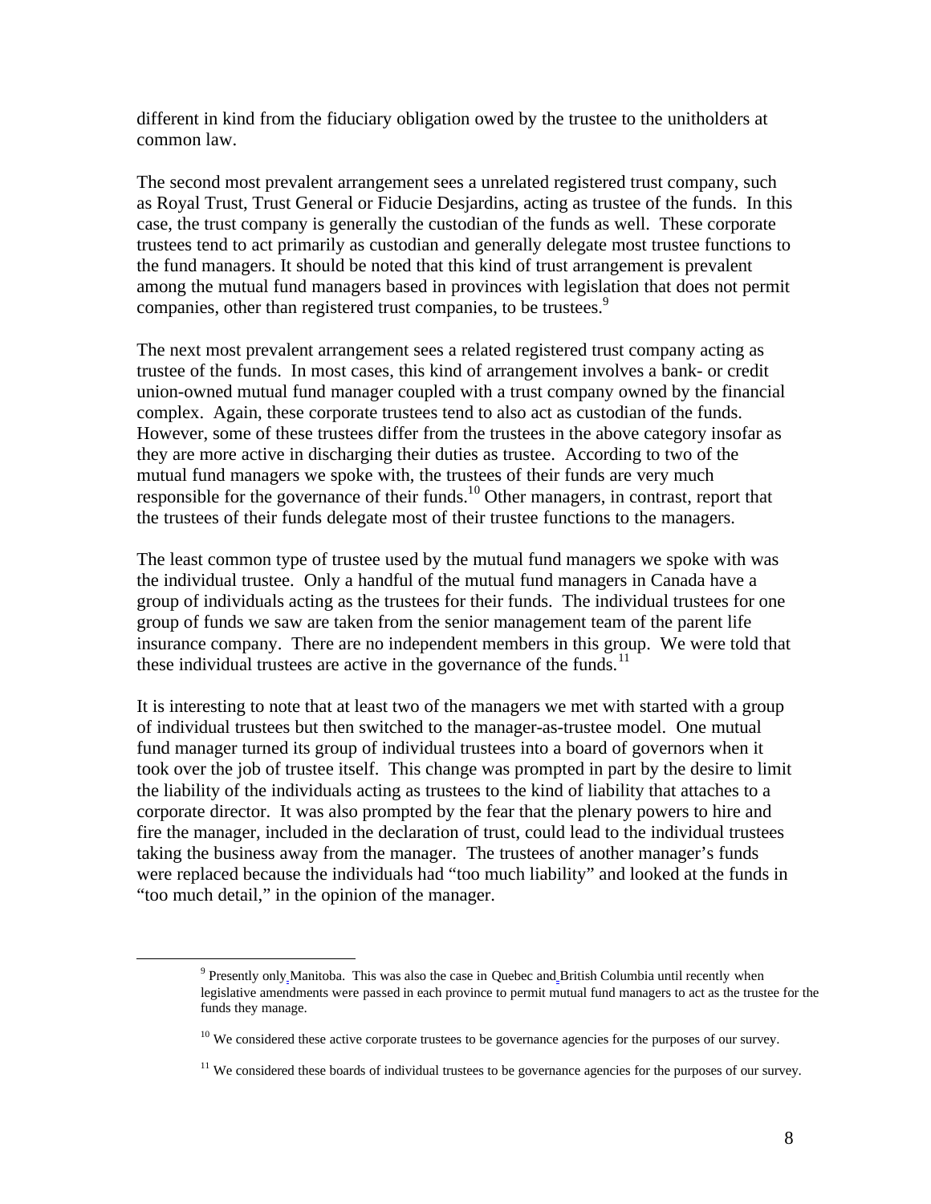different in kind from the fiduciary obligation owed by the trustee to the unitholders at common law.

The second most prevalent arrangement sees a unrelated registered trust company, such as Royal Trust, Trust General or Fiducie Desjardins, acting as trustee of the funds. In this case, the trust company is generally the custodian of the funds as well. These corporate trustees tend to act primarily as custodian and generally delegate most trustee functions to the fund managers. It should be noted that this kind of trust arrangement is prevalent among the mutual fund managers based in provinces with legislation that does not permit companies, other than registered trust companies, to be trustees.[9]

The next most prevalent arrangement sees a related registered trust company acting as trustee of the funds. In most cases, this kind of arrangement involves a bank- or credit union-owned mutual fund manager coupled with a trust company owned by the financial complex. Again, these corporate trustees tend to also act as custodian of the funds. However, some of these trustees differ from the trustees in the above category insofar as they are more active in discharging their duties as trustee. According to two of the mutual fund managers we spoke with, the trustees of their funds are very much responsible for the governance of their funds.[10] Other managers, in contrast, report that the trustees of their funds delegate most of their trustee functions to the managers.

The least common type of trustee used by the mutual fund managers we spoke with was the individual trustee. Only a handful of the mutual fund managers in Canada have a group of individuals acting as the trustees for their funds. The individual trustees for one group of funds we saw are taken from the senior management team of the parent life insurance company. There are no independent members in this group. We were told that these individual trustees are active in the governance of the funds.[11]

It is interesting to note that at least two of the managers we met with started with a group of individual trustees but then switched to the manager-as-trustee model. One mutual fund manager turned its group of individual trustees into a board of governors when it took over the job of trustee itself. This change was prompted in part by the desire to limit the liability of the individuals acting as trustees to the kind of liability that attaches to a corporate director. It was also prompted by the fear that the plenary powers to hire and fire the manager, included in the declaration of trust, could lead to the individual trustees taking the business away from the manager. The trustees of another manager's funds were replaced because the individuals had "too much liability" and looked at the funds in "too much detail," in the opinion of the manager.

[9] Presently only Manitoba. This was also the case in Quebec and British Columbia until recently when legislative amendments were passed in each province to permit mutual fund managers to act as the trustee for the funds they manage.

[10] We considered these active corporate trustees to be governance agencies for the purposes of our survey.

[11] We considered these boards of individual trustees to be governance agencies for the purposes of our survey.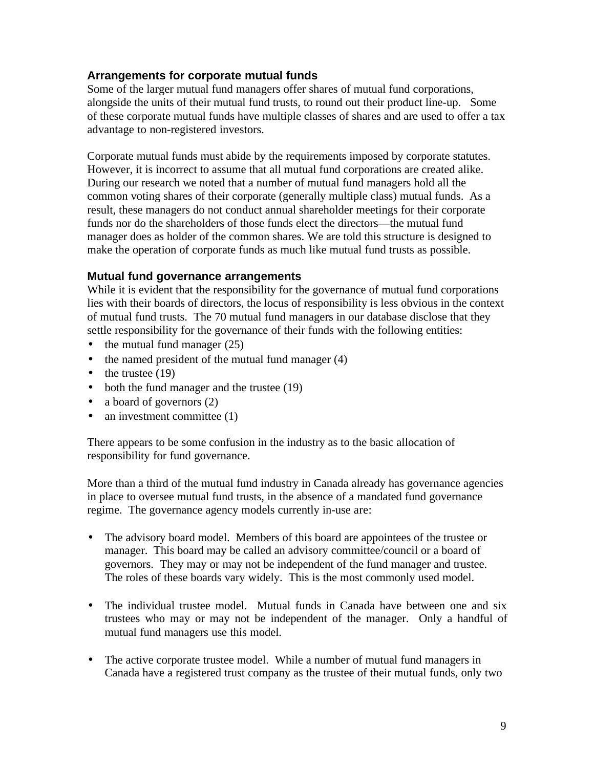### Arrangements for corporate mutual funds

Some of the larger mutual fund managers offer shares of mutual fund corporations, alongside the units of their mutual fund trusts, to round out their product line-up. Some of these corporate mutual funds have multiple classes of shares and are used to offer a tax advantage to non-registered investors.

Corporate mutual funds must abide by the requirements imposed by corporate statutes. However, it is incorrect to assume that all mutual fund corporations are created alike. During our research we noted that a number of mutual fund managers hold all the common voting shares of their corporate (generally multiple class) mutual funds. As a result, these managers do not conduct annual shareholder meetings for their corporate funds nor do the shareholders of those funds elect the directors—the mutual fund manager does as holder of the common shares. We are told this structure is designed to make the operation of corporate funds as much like mutual fund trusts as possible.

### Mutual fund governance arrangements

While it is evident that the responsibility for the governance of mutual fund corporations lies with their boards of directors, the locus of responsibility is less obvious in the context of mutual fund trusts. The 70 mutual fund managers in our database disclose that they settle responsibility for the governance of their funds with the following entities:

- the mutual fund manager (25)
- the named president of the mutual fund manager (4)
- the trustee (19)
- both the fund manager and the trustee (19)
- a board of governors (2)
- an investment committee (1)

There appears to be some confusion in the industry as to the basic allocation of responsibility for fund governance.

More than a third of the mutual fund industry in Canada already has governance agencies in place to oversee mutual fund trusts, in the absence of a mandated fund governance regime. The governance agency models currently in-use are:

- The advisory board model. Members of this board are appointees of the trustee or manager. This board may be called an advisory committee/council or a board of governors. They may or may not be independent of the fund manager and trustee. The roles of these boards vary widely. This is the most commonly used model.

- The individual trustee model. Mutual funds in Canada have between one and six trustees who may or may not be independent of the manager. Only a handful of mutual fund managers use this model.

- The active corporate trustee model. While a number of mutual fund managers in Canada have a registered trust company as the trustee of their mutual funds, only two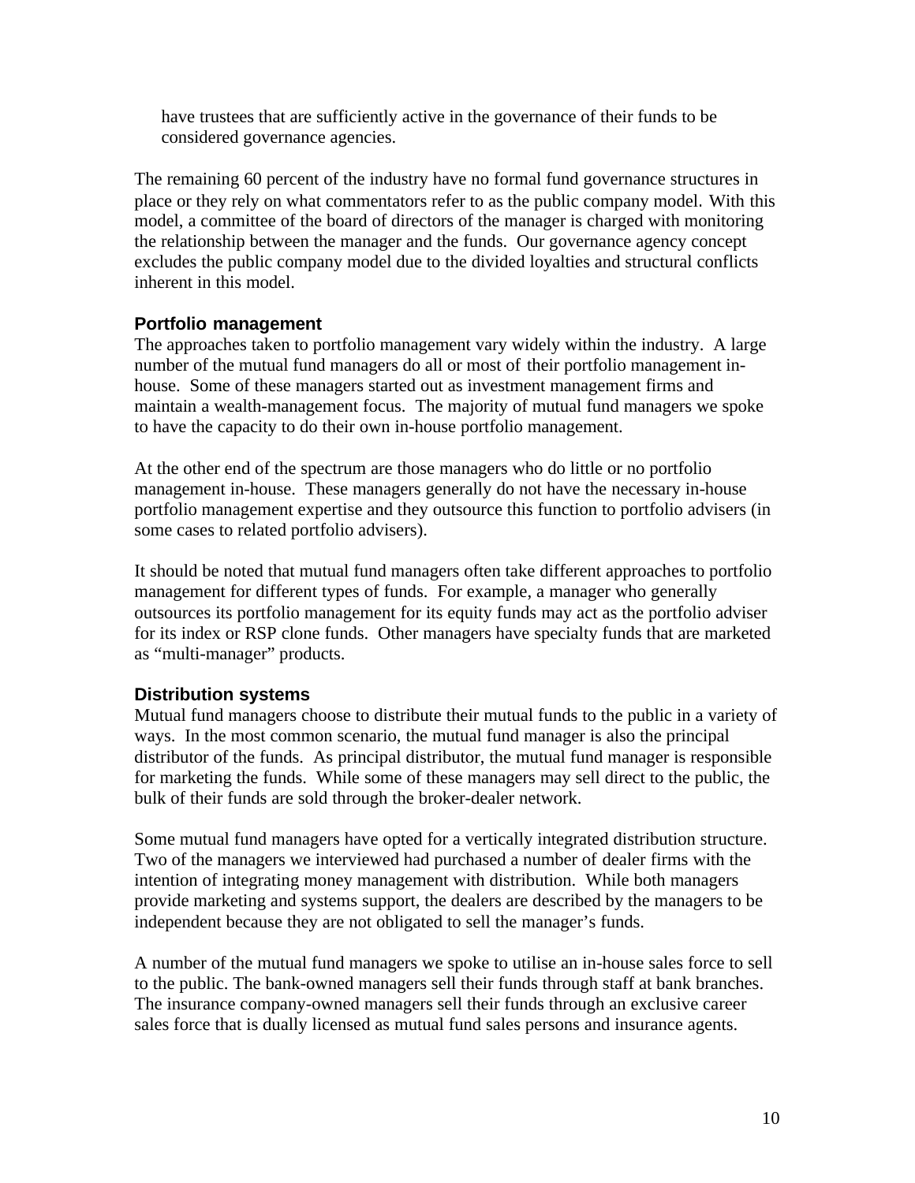have trustees that are sufficiently active in the governance of their funds to be considered governance agencies.

The remaining 60 percent of the industry have no formal fund governance structures in place or they rely on what commentators refer to as the public company model. With this model, a committee of the board of directors of the manager is charged with monitoring the relationship between the manager and the funds. Our governance agency concept excludes the public company model due to the divided loyalties and structural conflicts inherent in this model.

### Portfolio management

The approaches taken to portfolio management vary widely within the industry. A large number of the mutual fund managers do all or most of their portfolio management in-house. Some of these managers started out as investment management firms and maintain a wealth-management focus. The majority of mutual fund managers we spoke to have the capacity to do their own in-house portfolio management.

At the other end of the spectrum are those managers who do little or no portfolio management in-house. These managers generally do not have the necessary in-house portfolio management expertise and they outsource this function to portfolio advisers (in some cases to related portfolio advisers).

It should be noted that mutual fund managers often take different approaches to portfolio management for different types of funds. For example, a manager who generally outsources its portfolio management for its equity funds may act as the portfolio adviser for its index or RSP clone funds. Other managers have specialty funds that are marketed as "multi-manager" products.

### Distribution systems

Mutual fund managers choose to distribute their mutual funds to the public in a variety of ways. In the most common scenario, the mutual fund manager is also the principal distributor of the funds. As principal distributor, the mutual fund manager is responsible for marketing the funds. While some of these managers may sell direct to the public, the bulk of their funds are sold through the broker-dealer network.

Some mutual fund managers have opted for a vertically integrated distribution structure. Two of the managers we interviewed had purchased a number of dealer firms with the intention of integrating money management with distribution. While both managers provide marketing and systems support, the dealers are described by the managers to be independent because they are not obligated to sell the manager's funds.

A number of the mutual fund managers we spoke to utilise an in-house sales force to sell to the public. The bank-owned managers sell their funds through staff at bank branches. The insurance company-owned managers sell their funds through an exclusive career sales force that is dually licensed as mutual fund sales persons and insurance agents.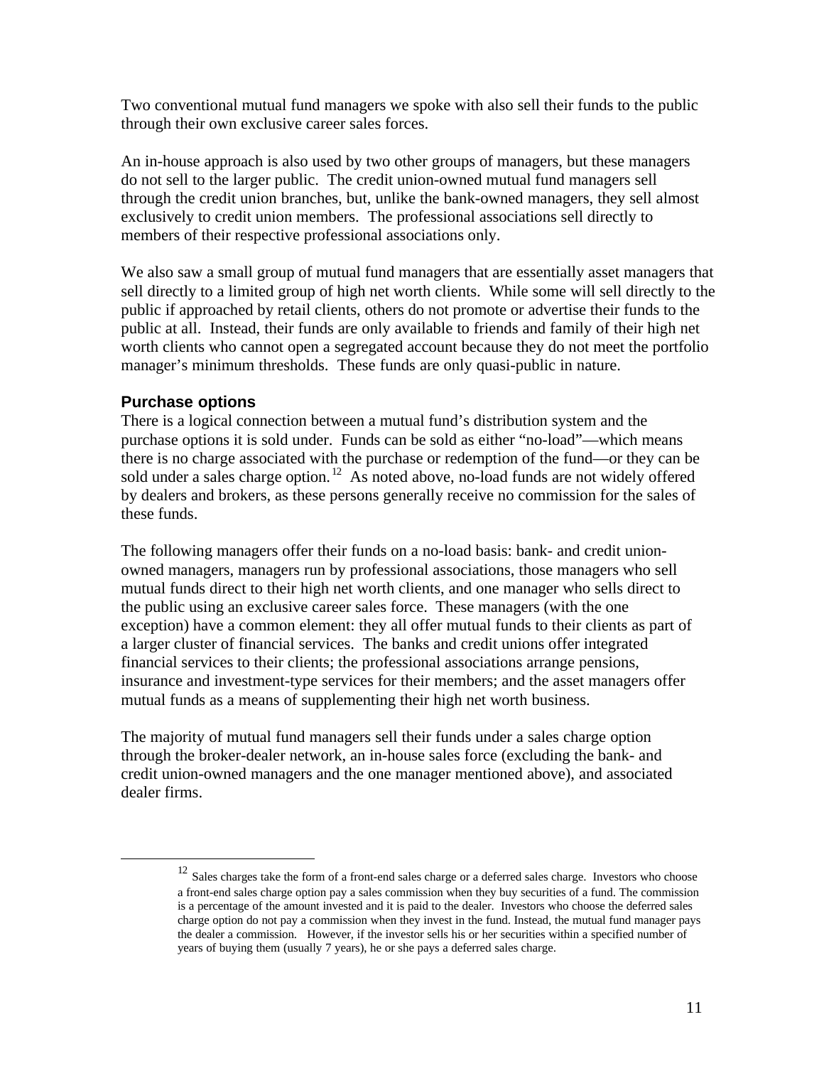Two conventional mutual fund managers we spoke with also sell their funds to the public through their own exclusive career sales forces.

An in-house approach is also used by two other groups of managers, but these managers do not sell to the larger public. The credit union-owned mutual fund managers sell through the credit union branches, but, unlike the bank-owned managers, they sell almost exclusively to credit union members. The professional associations sell directly to members of their respective professional associations only.

We also saw a small group of mutual fund managers that are essentially asset managers that sell directly to a limited group of high net worth clients. While some will sell directly to the public if approached by retail clients, others do not promote or advertise their funds to the public at all. Instead, their funds are only available to friends and family of their high net worth clients who cannot open a segregated account because they do not meet the portfolio manager's minimum thresholds. These funds are only quasi-public in nature.

### Purchase options

There is a logical connection between a mutual fund's distribution system and the purchase options it is sold under. Funds can be sold as either "no-load"—which means there is no charge associated with the purchase or redemption of the fund—or they can be sold under a sales charge option.[12] As noted above, no-load funds are not widely offered by dealers and brokers, as these persons generally receive no commission for the sales of these funds.

The following managers offer their funds on a no-load basis: bank- and credit union-owned managers, managers run by professional associations, those managers who sell mutual funds direct to their high net worth clients, and one manager who sells direct to the public using an exclusive career sales force. These managers (with the one exception) have a common element: they all offer mutual funds to their clients as part of a larger cluster of financial services. The banks and credit unions offer integrated financial services to their clients; the professional associations arrange pensions, insurance and investment-type services for their members; and the asset managers offer mutual funds as a means of supplementing their high net worth business.

The majority of mutual fund managers sell their funds under a sales charge option through the broker-dealer network, an in-house sales force (excluding the bank- and credit union-owned managers and the one manager mentioned above), and associated dealer firms.

[12] Sales charges take the form of a front-end sales charge or a deferred sales charge. Investors who choose a front-end sales charge option pay a sales commission when they buy securities of a fund. The commission is a percentage of the amount invested and it is paid to the dealer. Investors who choose the deferred sales charge option do not pay a commission when they invest in the fund. Instead, the mutual fund manager pays the dealer a commission. However, if the investor sells his or her securities within a specified number of years of buying them (usually 7 years), he or she pays a deferred sales charge.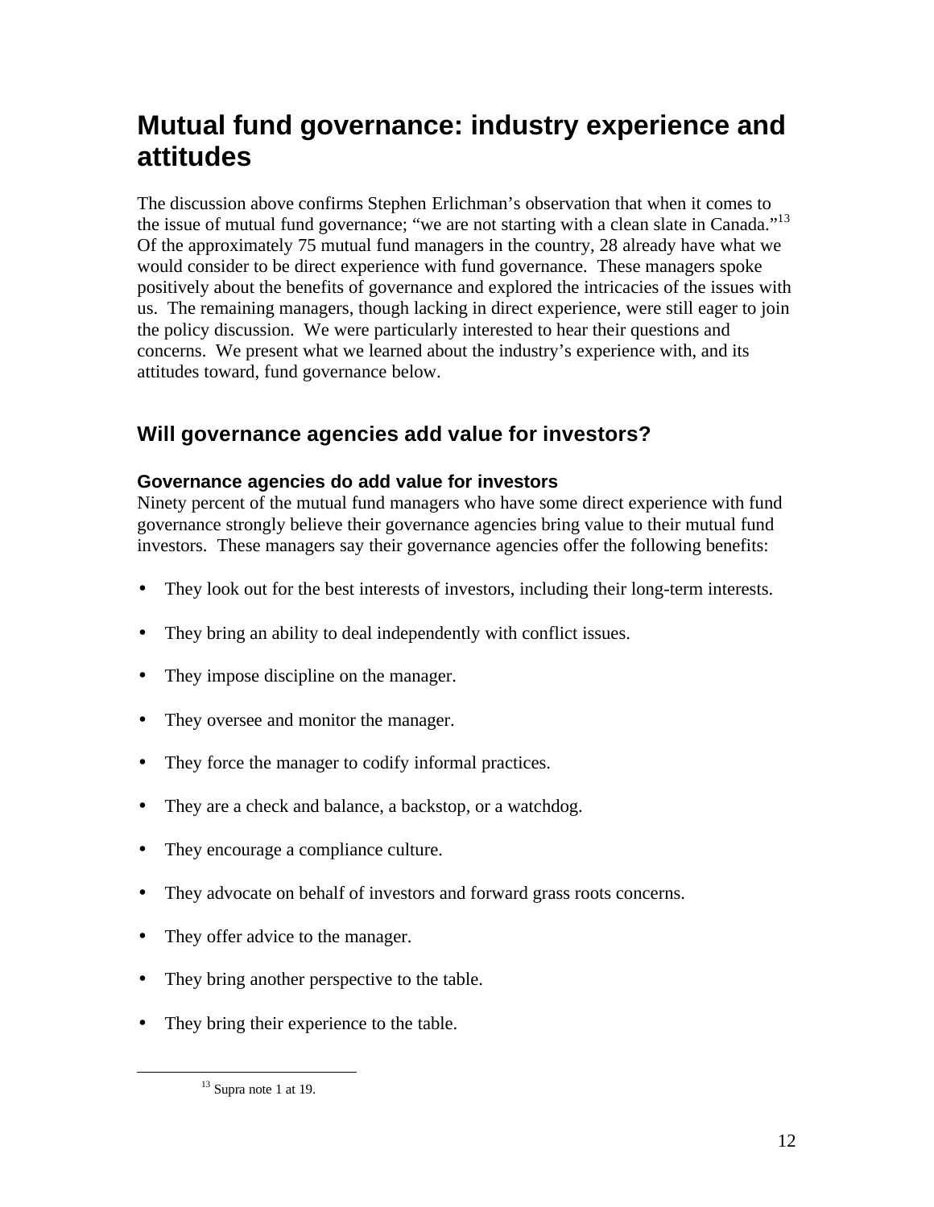# Mutual fund governance: industry experience and attitudes

The discussion above confirms Stephen Erlichman's observation that when it comes to the issue of mutual fund governance; "we are not starting with a clean slate in Canada."[13] Of the approximately 75 mutual fund managers in the country, 28 already have what we would consider to be direct experience with fund governance. These managers spoke positively about the benefits of governance and explored the intricacies of the issues with us. The remaining managers, though lacking in direct experience, were still eager to join the policy discussion. We were particularly interested to hear their questions and concerns. We present what we learned about the industry's experience with, and its attitudes toward, fund governance below.

## Will governance agencies add value for investors?

### Governance agencies do add value for investors

Ninety percent of the mutual fund managers who have some direct experience with fund governance strongly believe their governance agencies bring value to their mutual fund investors. These managers say their governance agencies offer the following benefits:

- They look out for the best interests of investors, including their long-term interests.
- They bring an ability to deal independently with conflict issues.
- They impose discipline on the manager.
- They oversee and monitor the manager.
- They force the manager to codify informal practices.
- They are a check and balance, a backstop, or a watchdog.
- They encourage a compliance culture.
- They advocate on behalf of investors and forward grass roots concerns.
- They offer advice to the manager.
- They bring another perspective to the table.
- They bring their experience to the table.

[13] Supra note 1 at 19.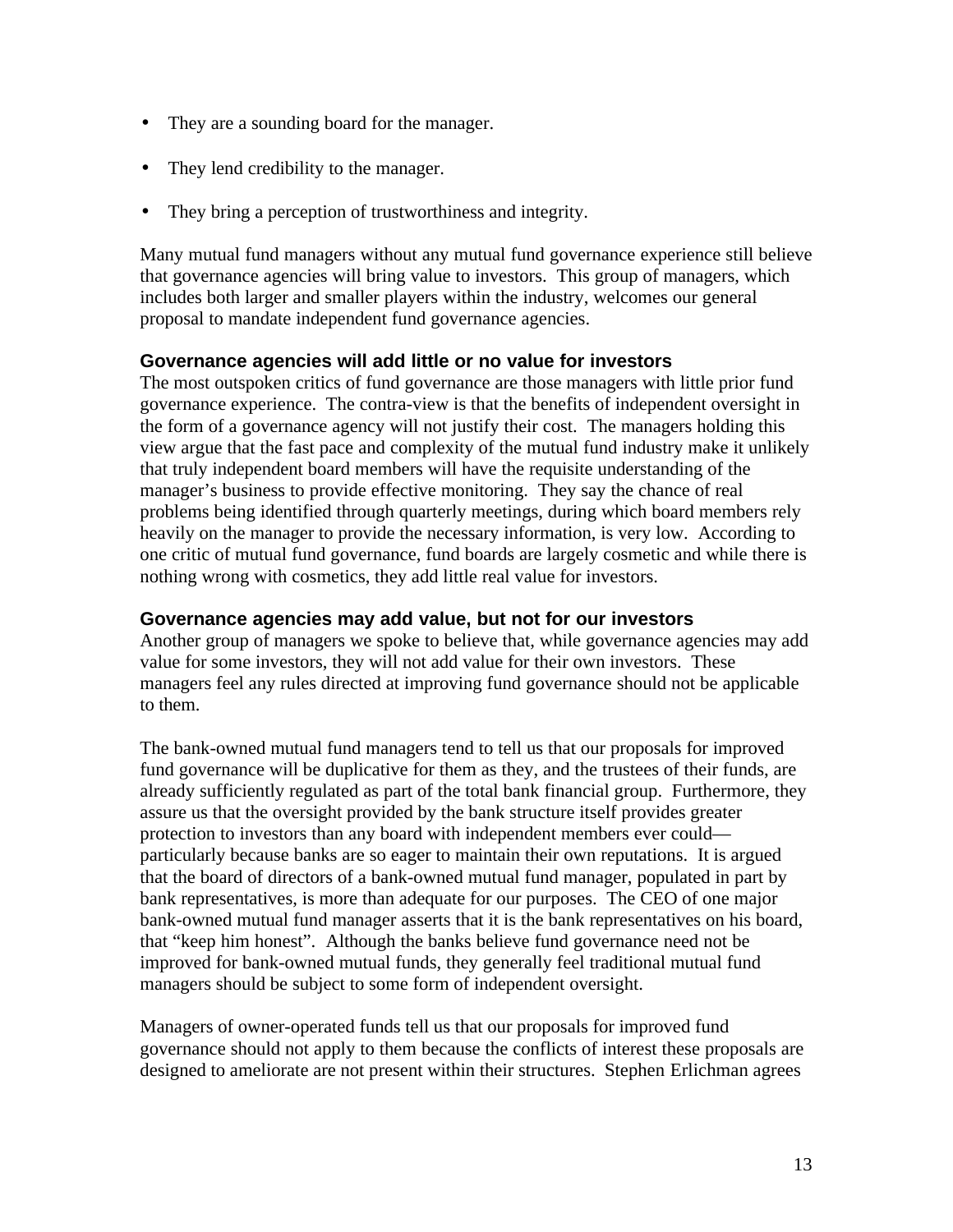- They are a sounding board for the manager.
- They lend credibility to the manager.
- They bring a perception of trustworthiness and integrity.

Many mutual fund managers without any mutual fund governance experience still believe that governance agencies will bring value to investors. This group of managers, which includes both larger and smaller players within the industry, welcomes our general proposal to mandate independent fund governance agencies.

### Governance agencies will add little or no value for investors

The most outspoken critics of fund governance are those managers with little prior fund governance experience. The contra-view is that the benefits of independent oversight in the form of a governance agency will not justify their cost. The managers holding this view argue that the fast pace and complexity of the mutual fund industry make it unlikely that truly independent board members will have the requisite understanding of the manager's business to provide effective monitoring. They say the chance of real problems being identified through quarterly meetings, during which board members rely heavily on the manager to provide the necessary information, is very low. According to one critic of mutual fund governance, fund boards are largely cosmetic and while there is nothing wrong with cosmetics, they add little real value for investors.

### Governance agencies may add value, but not for our investors

Another group of managers we spoke to believe that, while governance agencies may add value for some investors, they will not add value for their own investors. These managers feel any rules directed at improving fund governance should not be applicable to them.

The bank-owned mutual fund managers tend to tell us that our proposals for improved fund governance will be duplicative for them as they, and the trustees of their funds, are already sufficiently regulated as part of the total bank financial group. Furthermore, they assure us that the oversight provided by the bank structure itself provides greater protection to investors than any board with independent members ever could—particularly because banks are so eager to maintain their own reputations. It is argued that the board of directors of a bank-owned mutual fund manager, populated in part by bank representatives, is more than adequate for our purposes. The CEO of one major bank-owned mutual fund manager asserts that it is the bank representatives on his board, that "keep him honest". Although the banks believe fund governance need not be improved for bank-owned mutual funds, they generally feel traditional mutual fund managers should be subject to some form of independent oversight.

Managers of owner-operated funds tell us that our proposals for improved fund governance should not apply to them because the conflicts of interest these proposals are designed to ameliorate are not present within their structures. Stephen Erlichman agrees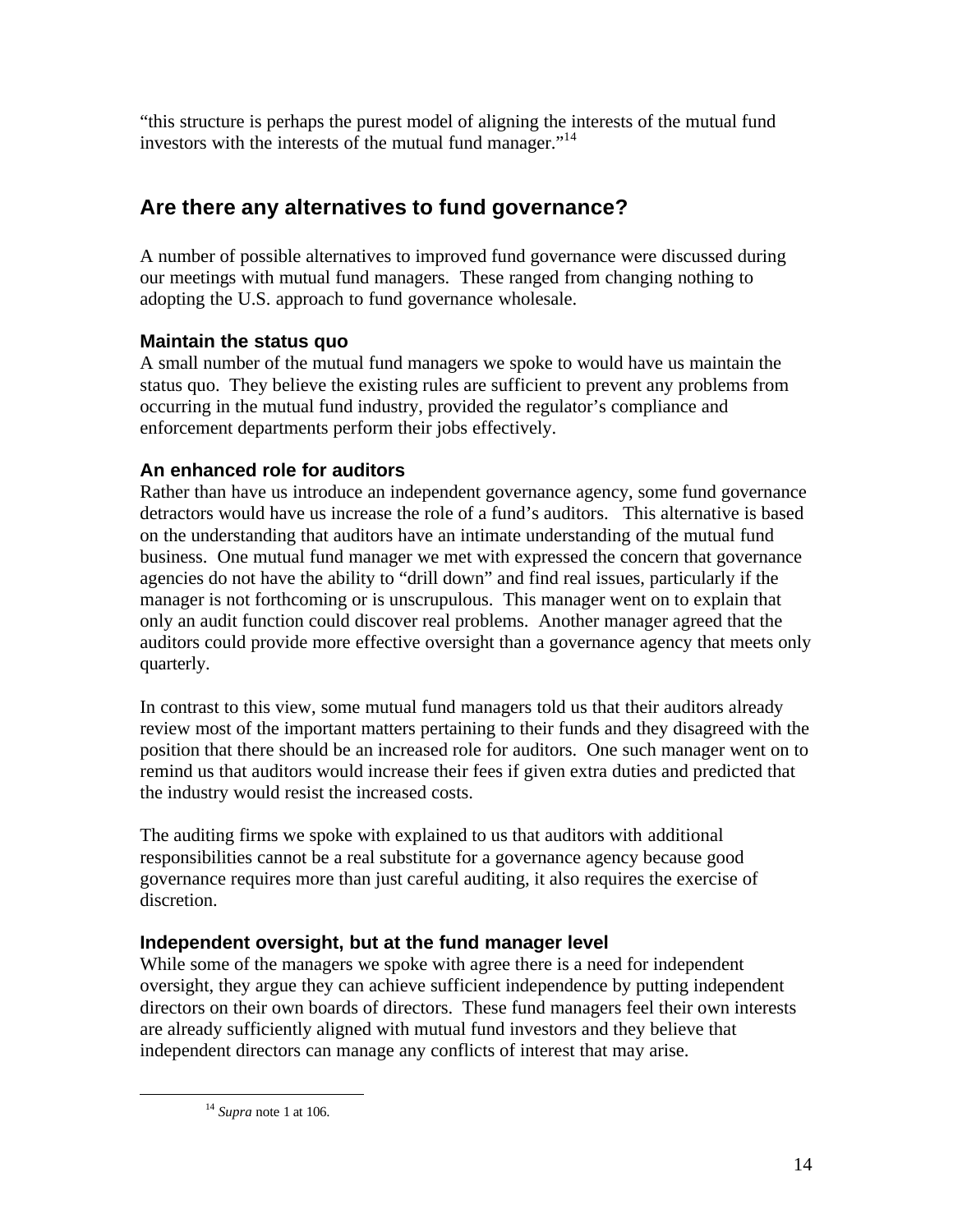"this structure is perhaps the purest model of aligning the interests of the mutual fund investors with the interests of the mutual fund manager."[14]

## Are there any alternatives to fund governance?

A number of possible alternatives to improved fund governance were discussed during our meetings with mutual fund managers. These ranged from changing nothing to adopting the U.S. approach to fund governance wholesale.

### Maintain the status quo

A small number of the mutual fund managers we spoke to would have us maintain the status quo. They believe the existing rules are sufficient to prevent any problems from occurring in the mutual fund industry, provided the regulator's compliance and enforcement departments perform their jobs effectively.

### An enhanced role for auditors

Rather than have us introduce an independent governance agency, some fund governance detractors would have us increase the role of a fund's auditors. This alternative is based on the understanding that auditors have an intimate understanding of the mutual fund business. One mutual fund manager we met with expressed the concern that governance agencies do not have the ability to "drill down" and find real issues, particularly if the manager is not forthcoming or is unscrupulous. This manager went on to explain that only an audit function could discover real problems. Another manager agreed that the auditors could provide more effective oversight than a governance agency that meets only quarterly.

In contrast to this view, some mutual fund managers told us that their auditors already review most of the important matters pertaining to their funds and they disagreed with the position that there should be an increased role for auditors. One such manager went on to remind us that auditors would increase their fees if given extra duties and predicted that the industry would resist the increased costs.

The auditing firms we spoke with explained to us that auditors with additional responsibilities cannot be a real substitute for a governance agency because good governance requires more than just careful auditing, it also requires the exercise of discretion.

### Independent oversight, but at the fund manager level

While some of the managers we spoke with agree there is a need for independent oversight, they argue they can achieve sufficient independence by putting independent directors on their own boards of directors. These fund managers feel their own interests are already sufficiently aligned with mutual fund investors and they believe that independent directors can manage any conflicts of interest that may arise.

[14] *Supra* note 1 at 106.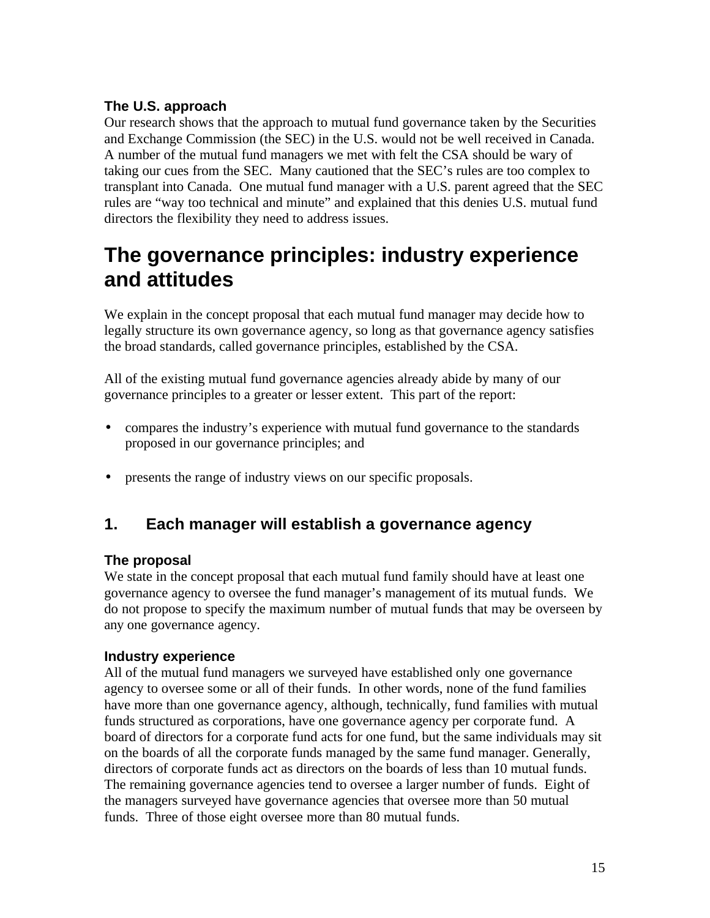### The U.S. approach

Our research shows that the approach to mutual fund governance taken by the Securities and Exchange Commission (the SEC) in the U.S. would not be well received in Canada. A number of the mutual fund managers we met with felt the CSA should be wary of taking our cues from the SEC. Many cautioned that the SEC's rules are too complex to transplant into Canada. One mutual fund manager with a U.S. parent agreed that the SEC rules are "way too technical and minute" and explained that this denies U.S. mutual fund directors the flexibility they need to address issues.

# The governance principles: industry experience and attitudes

We explain in the concept proposal that each mutual fund manager may decide how to legally structure its own governance agency, so long as that governance agency satisfies the broad standards, called governance principles, established by the CSA.

All of the existing mutual fund governance agencies already abide by many of our governance principles to a greater or lesser extent. This part of the report:

- compares the industry's experience with mutual fund governance to the standards proposed in our governance principles; and
- presents the range of industry views on our specific proposals.

## 1. Each manager will establish a governance agency

### The proposal

We state in the concept proposal that each mutual fund family should have at least one governance agency to oversee the fund manager's management of its mutual funds. We do not propose to specify the maximum number of mutual funds that may be overseen by any one governance agency.

### Industry experience

All of the mutual fund managers we surveyed have established only one governance agency to oversee some or all of their funds. In other words, none of the fund families have more than one governance agency, although, technically, fund families with mutual funds structured as corporations, have one governance agency per corporate fund. A board of directors for a corporate fund acts for one fund, but the same individuals may sit on the boards of all the corporate funds managed by the same fund manager. Generally, directors of corporate funds act as directors on the boards of less than 10 mutual funds. The remaining governance agencies tend to oversee a larger number of funds. Eight of the managers surveyed have governance agencies that oversee more than 50 mutual funds. Three of those eight oversee more than 80 mutual funds.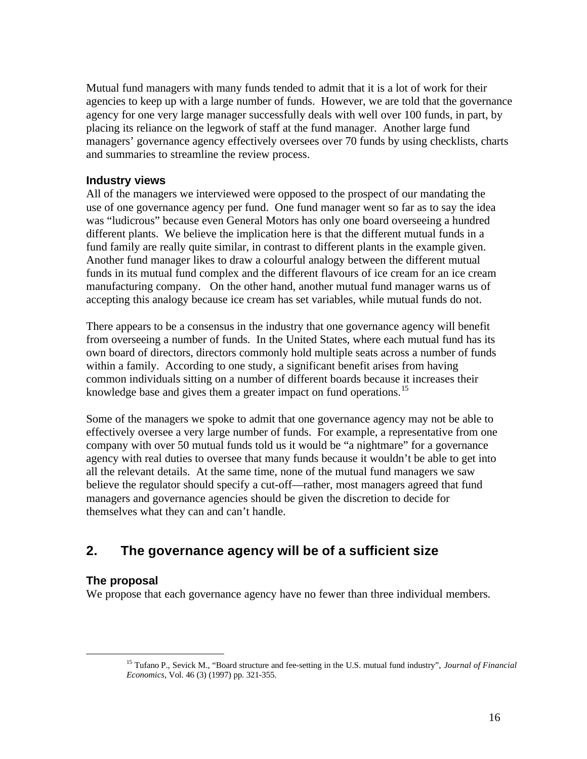Mutual fund managers with many funds tended to admit that it is a lot of work for their agencies to keep up with a large number of funds. However, we are told that the governance agency for one very large manager successfully deals with well over 100 funds, in part, by placing its reliance on the legwork of staff at the fund manager. Another large fund managers' governance agency effectively oversees over 70 funds by using checklists, charts and summaries to streamline the review process.

### Industry views

All of the managers we interviewed were opposed to the prospect of our mandating the use of one governance agency per fund. One fund manager went so far as to say the idea was "ludicrous" because even General Motors has only one board overseeing a hundred different plants. We believe the implication here is that the different mutual funds in a fund family are really quite similar, in contrast to different plants in the example given. Another fund manager likes to draw a colourful analogy between the different mutual funds in its mutual fund complex and the different flavours of ice cream for an ice cream manufacturing company. On the other hand, another mutual fund manager warns us of accepting this analogy because ice cream has set variables, while mutual funds do not.

There appears to be a consensus in the industry that one governance agency will benefit from overseeing a number of funds. In the United States, where each mutual fund has its own board of directors, directors commonly hold multiple seats across a number of funds within a family. According to one study, a significant benefit arises from having common individuals sitting on a number of different boards because it increases their knowledge base and gives them a greater impact on fund operations.[15]

Some of the managers we spoke to admit that one governance agency may not be able to effectively oversee a very large number of funds. For example, a representative from one company with over 50 mutual funds told us it would be "a nightmare" for a governance agency with real duties to oversee that many funds because it wouldn't be able to get into all the relevant details. At the same time, none of the mutual fund managers we saw believe the regulator should specify a cut-off—rather, most managers agreed that fund managers and governance agencies should be given the discretion to decide for themselves what they can and can't handle.

## 2. The governance agency will be of a sufficient size

### The proposal

We propose that each governance agency have no fewer than three individual members.

[15] Tufano P., Sevick M., "Board structure and fee-setting in the U.S. mutual fund industry", *Journal of Financial Economics*, Vol. 46 (3) (1997) pp. 321-355.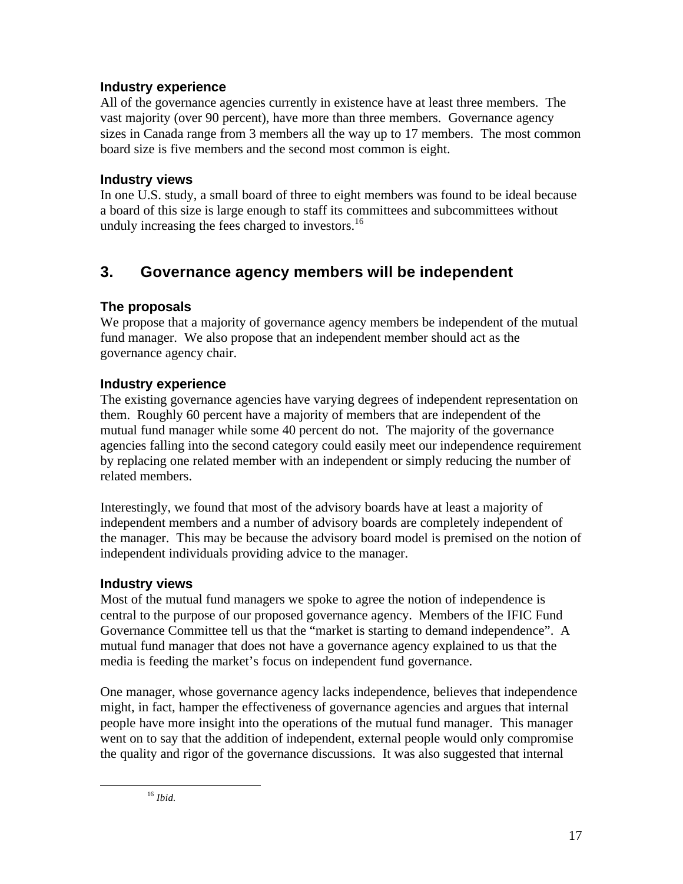### Industry experience

All of the governance agencies currently in existence have at least three members. The vast majority (over 90 percent), have more than three members. Governance agency sizes in Canada range from 3 members all the way up to 17 members. The most common board size is five members and the second most common is eight.

### Industry views

In one U.S. study, a small board of three to eight members was found to be ideal because a board of this size is large enough to staff its committees and subcommittees without unduly increasing the fees charged to investors.[16]

## 3. Governance agency members will be independent

### The proposals

We propose that a majority of governance agency members be independent of the mutual fund manager. We also propose that an independent member should act as the governance agency chair.

### Industry experience

The existing governance agencies have varying degrees of independent representation on them. Roughly 60 percent have a majority of members that are independent of the mutual fund manager while some 40 percent do not. The majority of the governance agencies falling into the second category could easily meet our independence requirement by replacing one related member with an independent or simply reducing the number of related members.

Interestingly, we found that most of the advisory boards have at least a majority of independent members and a number of advisory boards are completely independent of the manager. This may be because the advisory board model is premised on the notion of independent individuals providing advice to the manager.

### Industry views

Most of the mutual fund managers we spoke to agree the notion of independence is central to the purpose of our proposed governance agency. Members of the IFIC Fund Governance Committee tell us that the "market is starting to demand independence". A mutual fund manager that does not have a governance agency explained to us that the media is feeding the market's focus on independent fund governance.

One manager, whose governance agency lacks independence, believes that independence might, in fact, hamper the effectiveness of governance agencies and argues that internal people have more insight into the operations of the mutual fund manager. This manager went on to say that the addition of independent, external people would only compromise the quality and rigor of the governance discussions. It was also suggested that internal

[16] *Ibid.*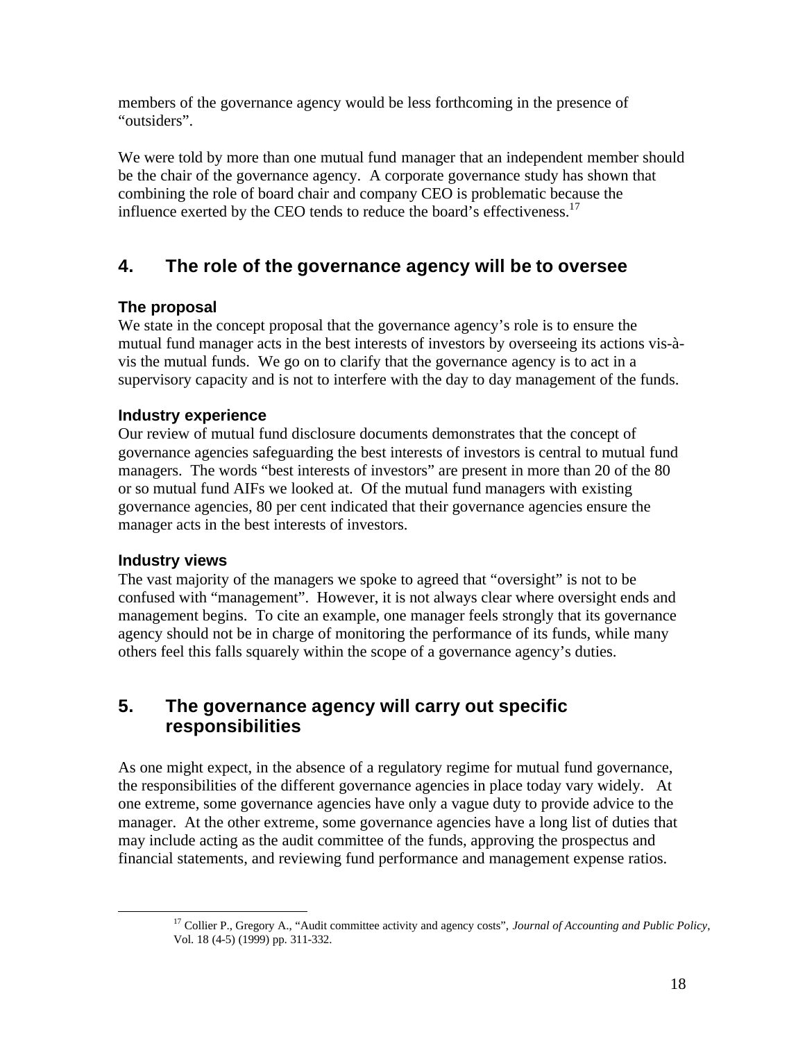members of the governance agency would be less forthcoming in the presence of "outsiders".

We were told by more than one mutual fund manager that an independent member should be the chair of the governance agency. A corporate governance study has shown that combining the role of board chair and company CEO is problematic because the influence exerted by the CEO tends to reduce the board's effectiveness.[17]

## 4. The role of the governance agency will be to oversee

### The proposal

We state in the concept proposal that the governance agency's role is to ensure the mutual fund manager acts in the best interests of investors by overseeing its actions vis-à-vis the mutual funds. We go on to clarify that the governance agency is to act in a supervisory capacity and is not to interfere with the day to day management of the funds.

### Industry experience

Our review of mutual fund disclosure documents demonstrates that the concept of governance agencies safeguarding the best interests of investors is central to mutual fund managers. The words "best interests of investors" are present in more than 20 of the 80 or so mutual fund AIFs we looked at. Of the mutual fund managers with existing governance agencies, 80 per cent indicated that their governance agencies ensure the manager acts in the best interests of investors.

### Industry views

The vast majority of the managers we spoke to agreed that "oversight" is not to be confused with "management". However, it is not always clear where oversight ends and management begins. To cite an example, one manager feels strongly that its governance agency should not be in charge of monitoring the performance of its funds, while many others feel this falls squarely within the scope of a governance agency's duties.

## 5. The governance agency will carry out specific responsibilities

As one might expect, in the absence of a regulatory regime for mutual fund governance, the responsibilities of the different governance agencies in place today vary widely. At one extreme, some governance agencies have only a vague duty to provide advice to the manager. At the other extreme, some governance agencies have a long list of duties that may include acting as the audit committee of the funds, approving the prospectus and financial statements, and reviewing fund performance and management expense ratios.

---

[17] Collier P., Gregory A., "Audit committee activity and agency costs", *Journal of Accounting and Public Policy*, Vol. 18 (4-5) (1999) pp. 311-332.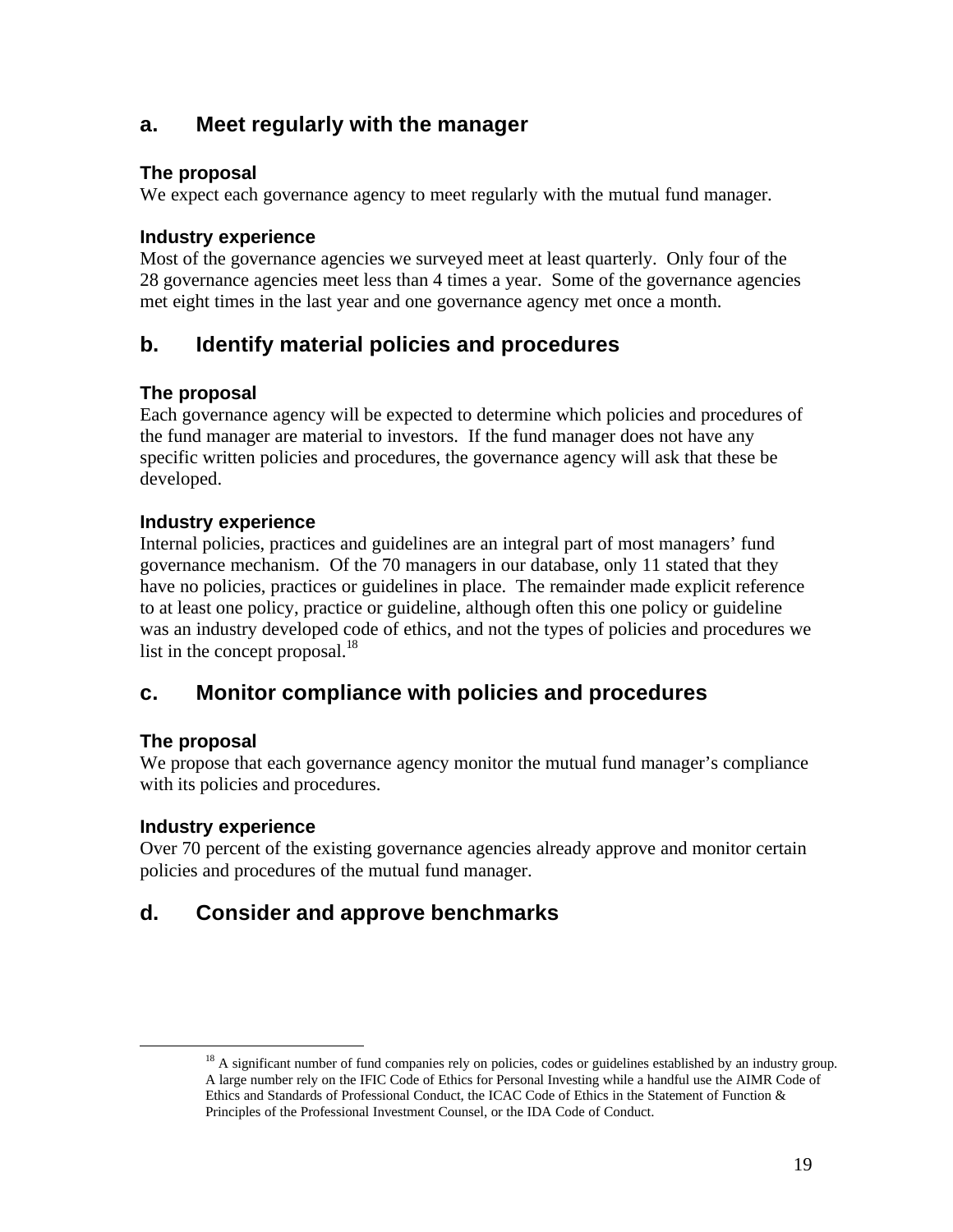## a. Meet regularly with the manager

### The proposal

We expect each governance agency to meet regularly with the mutual fund manager.

### Industry experience

Most of the governance agencies we surveyed meet at least quarterly. Only four of the 28 governance agencies meet less than 4 times a year. Some of the governance agencies met eight times in the last year and one governance agency met once a month.

## b. Identify material policies and procedures

### The proposal

Each governance agency will be expected to determine which policies and procedures of the fund manager are material to investors. If the fund manager does not have any specific written policies and procedures, the governance agency will ask that these be developed.

### Industry experience

Internal policies, practices and guidelines are an integral part of most managers' fund governance mechanism. Of the 70 managers in our database, only 11 stated that they have no policies, practices or guidelines in place. The remainder made explicit reference to at least one policy, practice or guideline, although often this one policy or guideline was an industry developed code of ethics, and not the types of policies and procedures we list in the concept proposal.[18]

## c. Monitor compliance with policies and procedures

### The proposal

We propose that each governance agency monitor the mutual fund manager's compliance with its policies and procedures.

### Industry experience

Over 70 percent of the existing governance agencies already approve and monitor certain policies and procedures of the mutual fund manager.

## d. Consider and approve benchmarks

---

[18] A significant number of fund companies rely on policies, codes or guidelines established by an industry group. A large number rely on the IFIC Code of Ethics for Personal Investing while a handful use the AIMR Code of Ethics and Standards of Professional Conduct, the ICAC Code of Ethics in the Statement of Function & Principles of the Professional Investment Counsel, or the IDA Code of Conduct.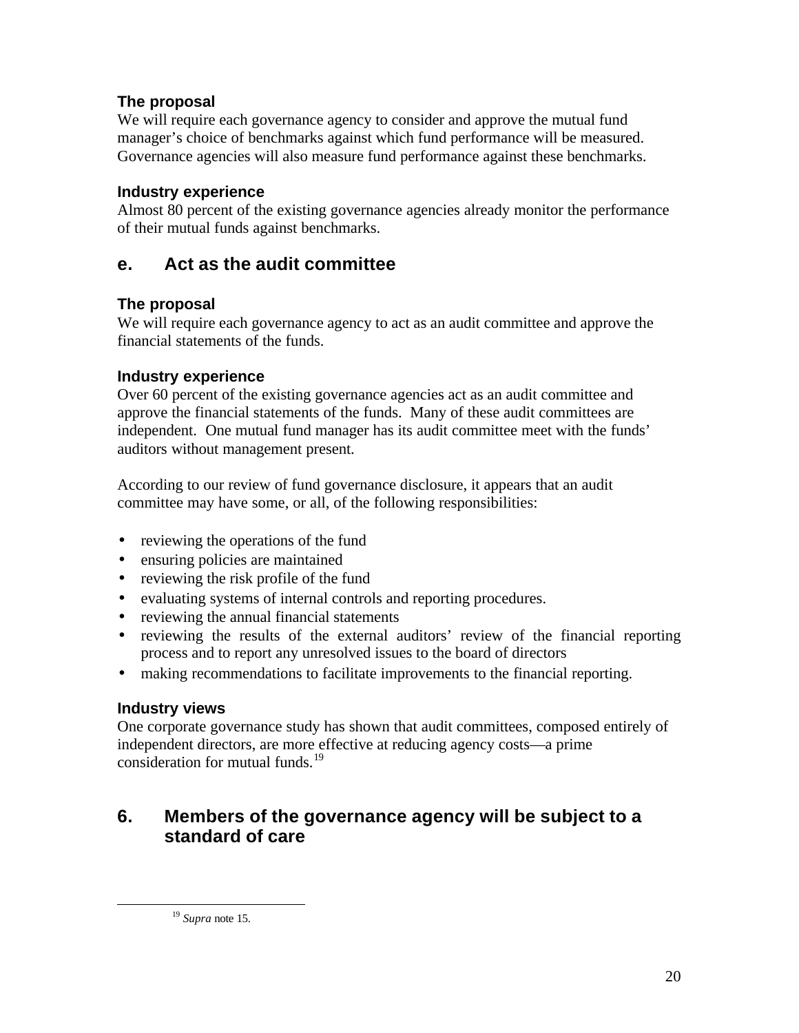#### The proposal

We will require each governance agency to consider and approve the mutual fund manager's choice of benchmarks against which fund performance will be measured. Governance agencies will also measure fund performance against these benchmarks.

#### Industry experience

Almost 80 percent of the existing governance agencies already monitor the performance of their mutual funds against benchmarks.

### e. Act as the audit committee

#### The proposal

We will require each governance agency to act as an audit committee and approve the financial statements of the funds.

#### Industry experience

Over 60 percent of the existing governance agencies act as an audit committee and approve the financial statements of the funds. Many of these audit committees are independent. One mutual fund manager has its audit committee meet with the funds' auditors without management present.

According to our review of fund governance disclosure, it appears that an audit committee may have some, or all, of the following responsibilities:

- reviewing the operations of the fund
- ensuring policies are maintained
- reviewing the risk profile of the fund
- evaluating systems of internal controls and reporting procedures.
- reviewing the annual financial statements
- reviewing the results of the external auditors' review of the financial reporting process and to report any unresolved issues to the board of directors
- making recommendations to facilitate improvements to the financial reporting.

#### Industry views

One corporate governance study has shown that audit committees, composed entirely of independent directors, are more effective at reducing agency costs—a prime consideration for mutual funds.[19]

## 6. Members of the governance agency will be subject to a standard of care

[19] *Supra* note 15.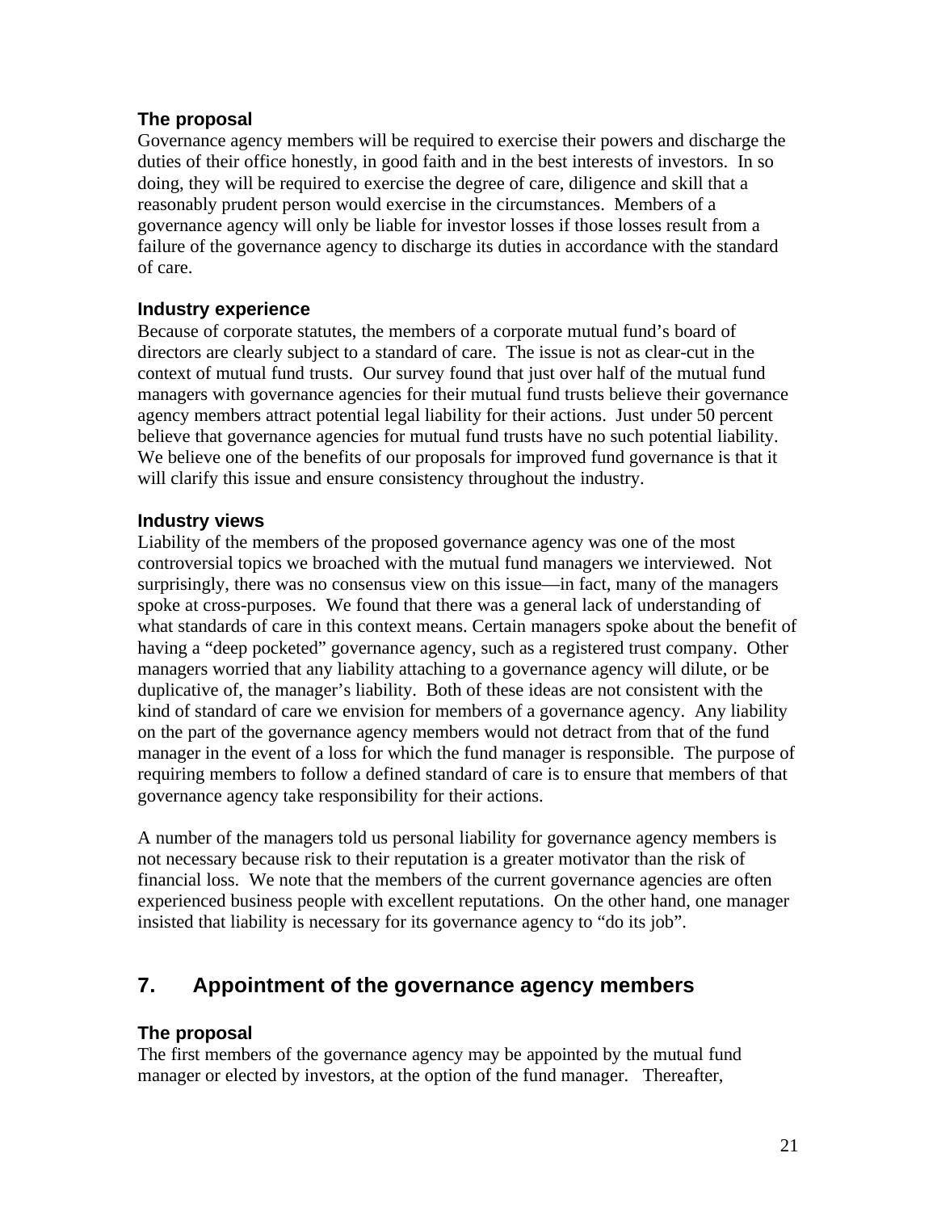### The proposal

Governance agency members will be required to exercise their powers and discharge the duties of their office honestly, in good faith and in the best interests of investors. In so doing, they will be required to exercise the degree of care, diligence and skill that a reasonably prudent person would exercise in the circumstances. Members of a governance agency will only be liable for investor losses if those losses result from a failure of the governance agency to discharge its duties in accordance with the standard of care.

### Industry experience

Because of corporate statutes, the members of a corporate mutual fund's board of directors are clearly subject to a standard of care. The issue is not as clear-cut in the context of mutual fund trusts. Our survey found that just over half of the mutual fund managers with governance agencies for their mutual fund trusts believe their governance agency members attract potential legal liability for their actions. Just under 50 percent believe that governance agencies for mutual fund trusts have no such potential liability. We believe one of the benefits of our proposals for improved fund governance is that it will clarify this issue and ensure consistency throughout the industry.

### Industry views

Liability of the members of the proposed governance agency was one of the most controversial topics we broached with the mutual fund managers we interviewed. Not surprisingly, there was no consensus view on this issue—in fact, many of the managers spoke at cross-purposes. We found that there was a general lack of understanding of what standards of care in this context means. Certain managers spoke about the benefit of having a "deep pocketed" governance agency, such as a registered trust company. Other managers worried that any liability attaching to a governance agency will dilute, or be duplicative of, the manager's liability. Both of these ideas are not consistent with the kind of standard of care we envision for members of a governance agency. Any liability on the part of the governance agency members would not detract from that of the fund manager in the event of a loss for which the fund manager is responsible. The purpose of requiring members to follow a defined standard of care is to ensure that members of that governance agency take responsibility for their actions.

A number of the managers told us personal liability for governance agency members is not necessary because risk to their reputation is a greater motivator than the risk of financial loss. We note that the members of the current governance agencies are often experienced business people with excellent reputations. On the other hand, one manager insisted that liability is necessary for its governance agency to "do its job".

## 7. Appointment of the governance agency members

### The proposal

The first members of the governance agency may be appointed by the mutual fund manager or elected by investors, at the option of the fund manager. Thereafter,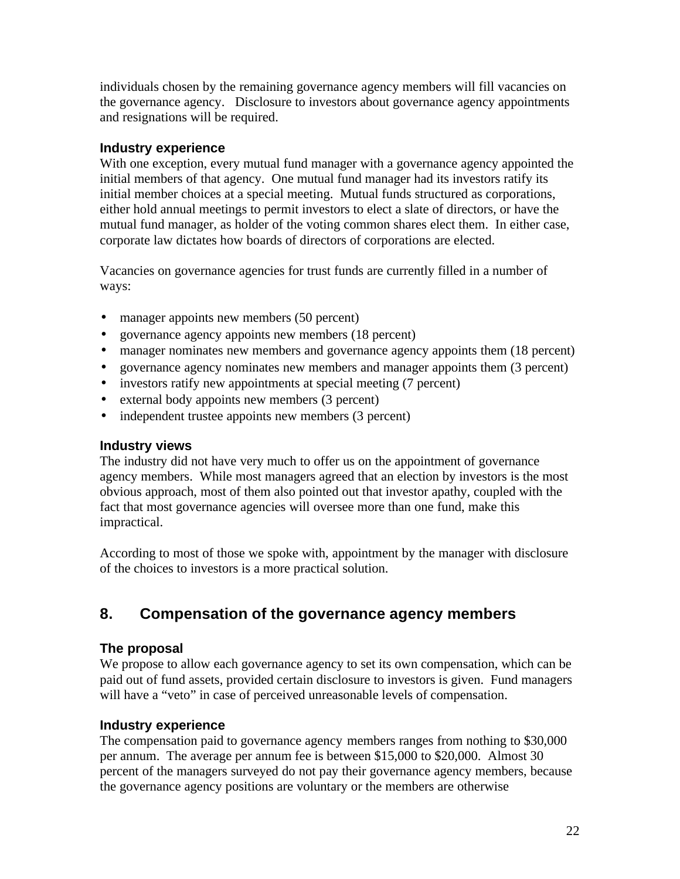individuals chosen by the remaining governance agency members will fill vacancies on the governance agency. Disclosure to investors about governance agency appointments and resignations will be required.

### Industry experience

With one exception, every mutual fund manager with a governance agency appointed the initial members of that agency. One mutual fund manager had its investors ratify its initial member choices at a special meeting. Mutual funds structured as corporations, either hold annual meetings to permit investors to elect a slate of directors, or have the mutual fund manager, as holder of the voting common shares elect them. In either case, corporate law dictates how boards of directors of corporations are elected.

Vacancies on governance agencies for trust funds are currently filled in a number of ways:

- manager appoints new members (50 percent)
- governance agency appoints new members (18 percent)
- manager nominates new members and governance agency appoints them (18 percent)
- governance agency nominates new members and manager appoints them (3 percent)
- investors ratify new appointments at special meeting (7 percent)
- external body appoints new members (3 percent)
- independent trustee appoints new members (3 percent)

### Industry views

The industry did not have very much to offer us on the appointment of governance agency members. While most managers agreed that an election by investors is the most obvious approach, most of them also pointed out that investor apathy, coupled with the fact that most governance agencies will oversee more than one fund, make this impractical.

According to most of those we spoke with, appointment by the manager with disclosure of the choices to investors is a more practical solution.

## 8. Compensation of the governance agency members

### The proposal

We propose to allow each governance agency to set its own compensation, which can be paid out of fund assets, provided certain disclosure to investors is given. Fund managers will have a "veto" in case of perceived unreasonable levels of compensation.

### Industry experience

The compensation paid to governance agency members ranges from nothing to $30,000 per annum. The average per annum fee is between $15,000 to $20,000. Almost 30 percent of the managers surveyed do not pay their governance agency members, because the governance agency positions are voluntary or the members are otherwise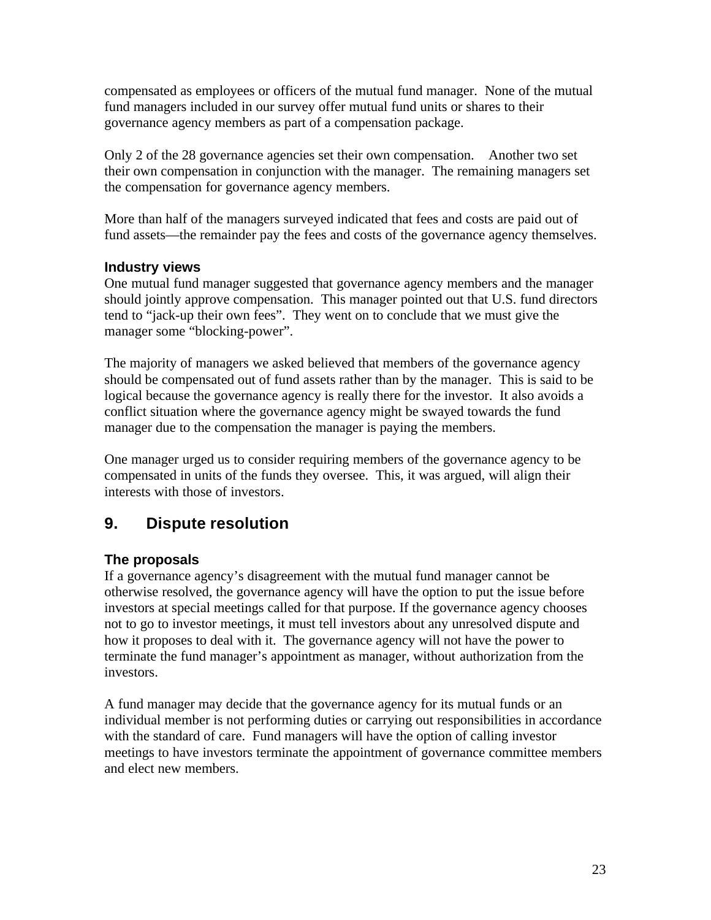compensated as employees or officers of the mutual fund manager. None of the mutual fund managers included in our survey offer mutual fund units or shares to their governance agency members as part of a compensation package.

Only 2 of the 28 governance agencies set their own compensation. Another two set their own compensation in conjunction with the manager. The remaining managers set the compensation for governance agency members.

More than half of the managers surveyed indicated that fees and costs are paid out of fund assets—the remainder pay the fees and costs of the governance agency themselves.

### Industry views

One mutual fund manager suggested that governance agency members and the manager should jointly approve compensation. This manager pointed out that U.S. fund directors tend to "jack-up their own fees". They went on to conclude that we must give the manager some "blocking-power".

The majority of managers we asked believed that members of the governance agency should be compensated out of fund assets rather than by the manager. This is said to be logical because the governance agency is really there for the investor. It also avoids a conflict situation where the governance agency might be swayed towards the fund manager due to the compensation the manager is paying the members.

One manager urged us to consider requiring members of the governance agency to be compensated in units of the funds they oversee. This, it was argued, will align their interests with those of investors.

## 9. Dispute resolution

### The proposals

If a governance agency's disagreement with the mutual fund manager cannot be otherwise resolved, the governance agency will have the option to put the issue before investors at special meetings called for that purpose. If the governance agency chooses not to go to investor meetings, it must tell investors about any unresolved dispute and how it proposes to deal with it. The governance agency will not have the power to terminate the fund manager's appointment as manager, without authorization from the investors.

A fund manager may decide that the governance agency for its mutual funds or an individual member is not performing duties or carrying out responsibilities in accordance with the standard of care. Fund managers will have the option of calling investor meetings to have investors terminate the appointment of governance committee members and elect new members.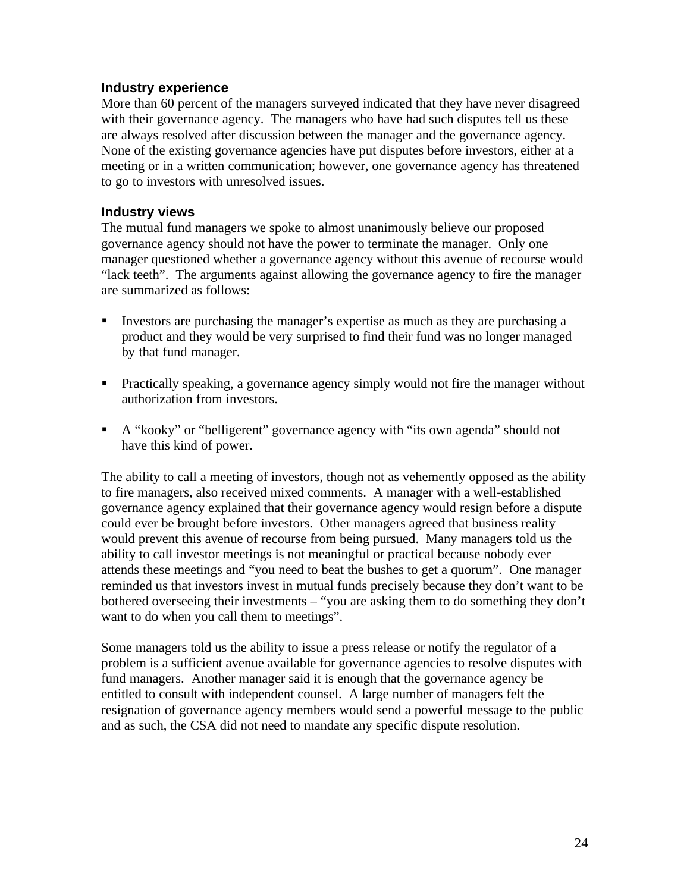### Industry experience

More than 60 percent of the managers surveyed indicated that they have never disagreed with their governance agency. The managers who have had such disputes tell us these are always resolved after discussion between the manager and the governance agency. None of the existing governance agencies have put disputes before investors, either at a meeting or in a written communication; however, one governance agency has threatened to go to investors with unresolved issues.

### Industry views

The mutual fund managers we spoke to almost unanimously believe our proposed governance agency should not have the power to terminate the manager. Only one manager questioned whether a governance agency without this avenue of recourse would "lack teeth". The arguments against allowing the governance agency to fire the manager are summarized as follows:

- Investors are purchasing the manager's expertise as much as they are purchasing a product and they would be very surprised to find their fund was no longer managed by that fund manager.
- Practically speaking, a governance agency simply would not fire the manager without authorization from investors.
- A "kooky" or "belligerent" governance agency with "its own agenda" should not have this kind of power.

The ability to call a meeting of investors, though not as vehemently opposed as the ability to fire managers, also received mixed comments. A manager with a well-established governance agency explained that their governance agency would resign before a dispute could ever be brought before investors. Other managers agreed that business reality would prevent this avenue of recourse from being pursued. Many managers told us the ability to call investor meetings is not meaningful or practical because nobody ever attends these meetings and "you need to beat the bushes to get a quorum". One manager reminded us that investors invest in mutual funds precisely because they don't want to be bothered overseeing their investments – "you are asking them to do something they don't want to do when you call them to meetings".

Some managers told us the ability to issue a press release or notify the regulator of a problem is a sufficient avenue available for governance agencies to resolve disputes with fund managers. Another manager said it is enough that the governance agency be entitled to consult with independent counsel. A large number of managers felt the resignation of governance agency members would send a powerful message to the public and as such, the CSA did not need to mandate any specific dispute resolution.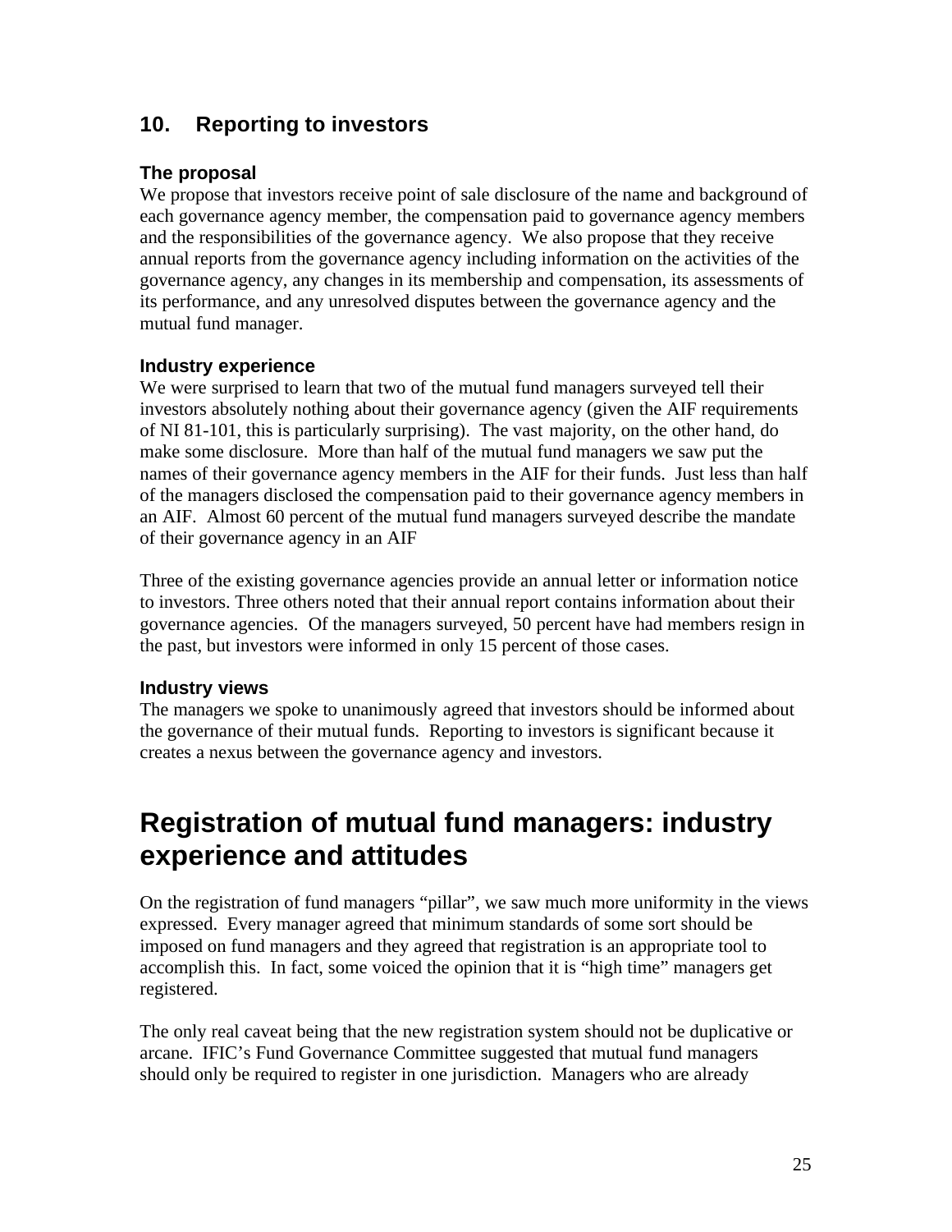## 10. Reporting to investors

### The proposal

We propose that investors receive point of sale disclosure of the name and background of each governance agency member, the compensation paid to governance agency members and the responsibilities of the governance agency. We also propose that they receive annual reports from the governance agency including information on the activities of the governance agency, any changes in its membership and compensation, its assessments of its performance, and any unresolved disputes between the governance agency and the mutual fund manager.

### Industry experience

We were surprised to learn that two of the mutual fund managers surveyed tell their investors absolutely nothing about their governance agency (given the AIF requirements of NI 81-101, this is particularly surprising). The vast majority, on the other hand, do make some disclosure. More than half of the mutual fund managers we saw put the names of their governance agency members in the AIF for their funds. Just less than half of the managers disclosed the compensation paid to their governance agency members in an AIF. Almost 60 percent of the mutual fund managers surveyed describe the mandate of their governance agency in an AIF

Three of the existing governance agencies provide an annual letter or information notice to investors. Three others noted that their annual report contains information about their governance agencies. Of the managers surveyed, 50 percent have had members resign in the past, but investors were informed in only 15 percent of those cases.

### Industry views

The managers we spoke to unanimously agreed that investors should be informed about the governance of their mutual funds. Reporting to investors is significant because it creates a nexus between the governance agency and investors.

# Registration of mutual fund managers: industry experience and attitudes

On the registration of fund managers "pillar", we saw much more uniformity in the views expressed. Every manager agreed that minimum standards of some sort should be imposed on fund managers and they agreed that registration is an appropriate tool to accomplish this. In fact, some voiced the opinion that it is "high time" managers get registered.

The only real caveat being that the new registration system should not be duplicative or arcane. IFIC's Fund Governance Committee suggested that mutual fund managers should only be required to register in one jurisdiction. Managers who are already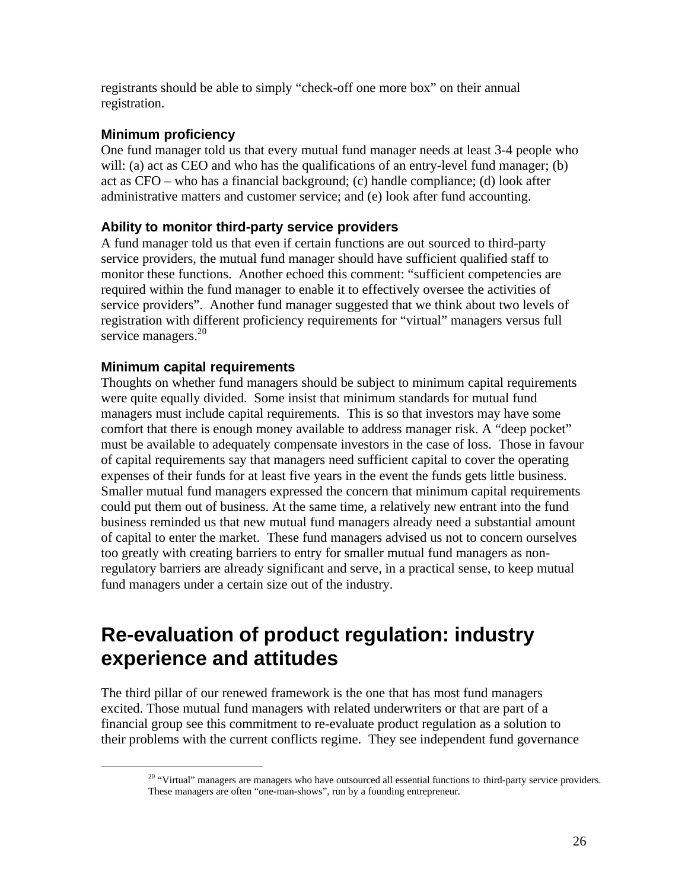registrants should be able to simply "check-off one more box" on their annual registration.

### Minimum proficiency

One fund manager told us that every mutual fund manager needs at least 3-4 people who will: (a) act as CEO and who has the qualifications of an entry-level fund manager; (b) act as CFO – who has a financial background; (c) handle compliance; (d) look after administrative matters and customer service; and (e) look after fund accounting.

### Ability to monitor third-party service providers

A fund manager told us that even if certain functions are out sourced to third-party service providers, the mutual fund manager should have sufficient qualified staff to monitor these functions. Another echoed this comment: "sufficient competencies are required within the fund manager to enable it to effectively oversee the activities of service providers". Another fund manager suggested that we think about two levels of registration with different proficiency requirements for "virtual" managers versus full service managers.[20]

### Minimum capital requirements

Thoughts on whether fund managers should be subject to minimum capital requirements were quite equally divided. Some insist that minimum standards for mutual fund managers must include capital requirements. This is so that investors may have some comfort that there is enough money available to address manager risk. A "deep pocket" must be available to adequately compensate investors in the case of loss. Those in favour of capital requirements say that managers need sufficient capital to cover the operating expenses of their funds for at least five years in the event the funds gets little business. Smaller mutual fund managers expressed the concern that minimum capital requirements could put them out of business. At the same time, a relatively new entrant into the fund business reminded us that new mutual fund managers already need a substantial amount of capital to enter the market. These fund managers advised us not to concern ourselves too greatly with creating barriers to entry for smaller mutual fund managers as non-regulatory barriers are already significant and serve, in a practical sense, to keep mutual fund managers under a certain size out of the industry.

## Re-evaluation of product regulation: industry experience and attitudes

The third pillar of our renewed framework is the one that has most fund managers excited. Those mutual fund managers with related underwriters or that are part of a financial group see this commitment to re-evaluate product regulation as a solution to their problems with the current conflicts regime. They see independent fund governance

[20] "Virtual" managers are managers who have outsourced all essential functions to third-party service providers. These managers are often "one-man-shows", run by a founding entrepreneur.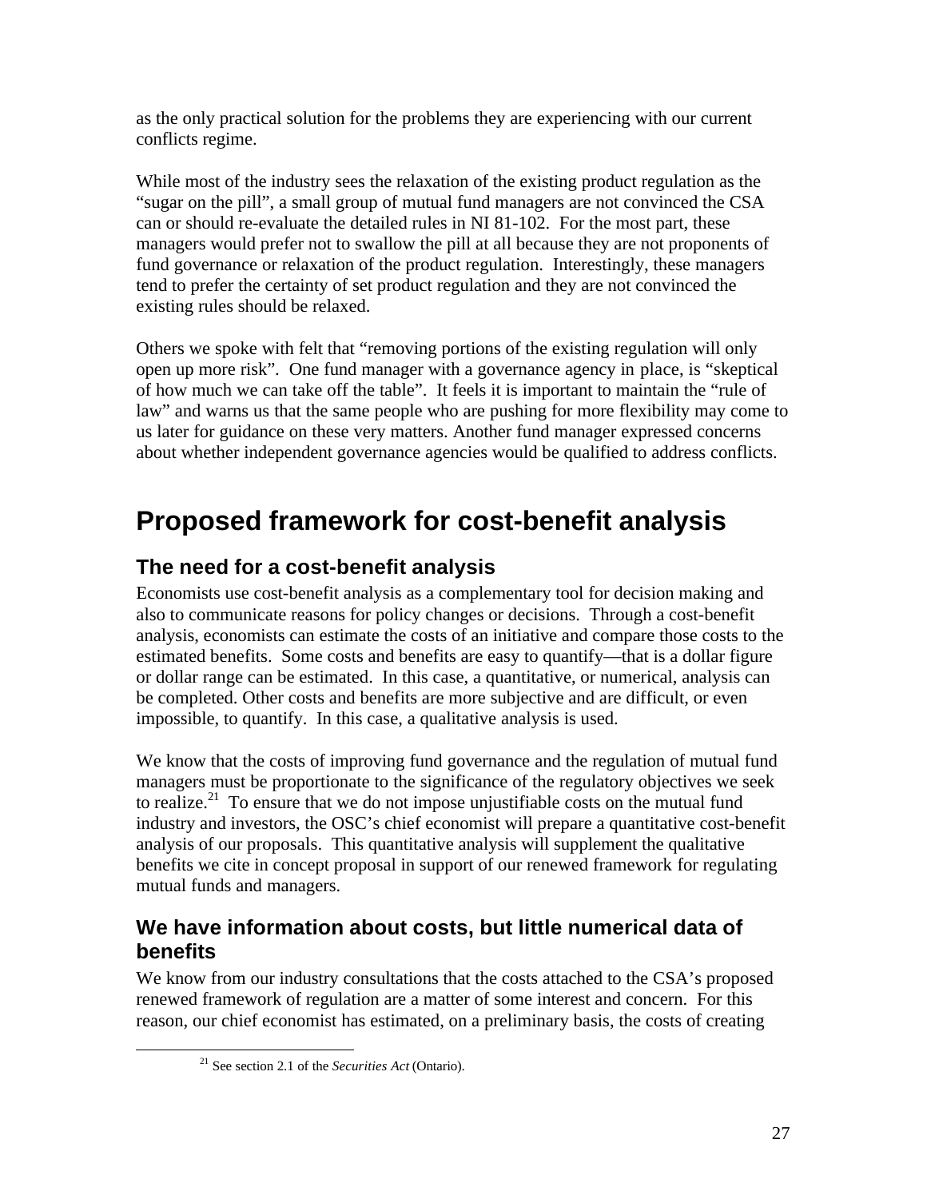as the only practical solution for the problems they are experiencing with our current conflicts regime.

While most of the industry sees the relaxation of the existing product regulation as the "sugar on the pill", a small group of mutual fund managers are not convinced the CSA can or should re-evaluate the detailed rules in NI 81-102. For the most part, these managers would prefer not to swallow the pill at all because they are not proponents of fund governance or relaxation of the product regulation. Interestingly, these managers tend to prefer the certainty of set product regulation and they are not convinced the existing rules should be relaxed.

Others we spoke with felt that "removing portions of the existing regulation will only open up more risk". One fund manager with a governance agency in place, is "skeptical of how much we can take off the table". It feels it is important to maintain the "rule of law" and warns us that the same people who are pushing for more flexibility may come to us later for guidance on these very matters. Another fund manager expressed concerns about whether independent governance agencies would be qualified to address conflicts.

# Proposed framework for cost-benefit analysis

## The need for a cost-benefit analysis

Economists use cost-benefit analysis as a complementary tool for decision making and also to communicate reasons for policy changes or decisions. Through a cost-benefit analysis, economists can estimate the costs of an initiative and compare those costs to the estimated benefits. Some costs and benefits are easy to quantify—that is a dollar figure or dollar range can be estimated. In this case, a quantitative, or numerical, analysis can be completed. Other costs and benefits are more subjective and are difficult, or even impossible, to quantify. In this case, a qualitative analysis is used.

We know that the costs of improving fund governance and the regulation of mutual fund managers must be proportionate to the significance of the regulatory objectives we seek to realize.[21] To ensure that we do not impose unjustifiable costs on the mutual fund industry and investors, the OSC's chief economist will prepare a quantitative cost-benefit analysis of our proposals. This quantitative analysis will supplement the qualitative benefits we cite in concept proposal in support of our renewed framework for regulating mutual funds and managers.

## We have information about costs, but little numerical data of benefits

We know from our industry consultations that the costs attached to the CSA's proposed renewed framework of regulation are a matter of some interest and concern. For this reason, our chief economist has estimated, on a preliminary basis, the costs of creating

[21] See section 2.1 of the *Securities Act* (Ontario).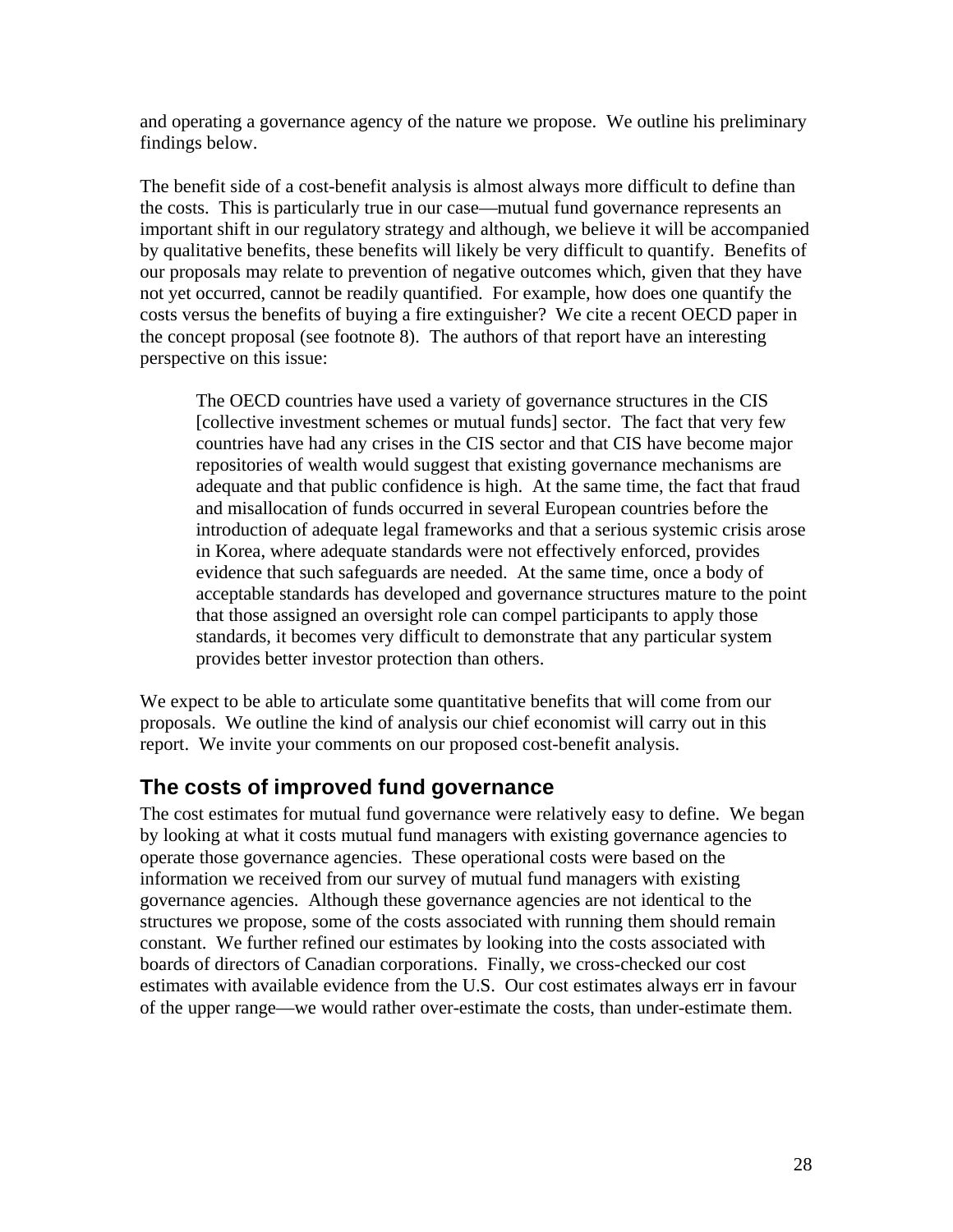and operating a governance agency of the nature we propose. We outline his preliminary findings below.

The benefit side of a cost-benefit analysis is almost always more difficult to define than the costs. This is particularly true in our case—mutual fund governance represents an important shift in our regulatory strategy and although, we believe it will be accompanied by qualitative benefits, these benefits will likely be very difficult to quantify. Benefits of our proposals may relate to prevention of negative outcomes which, given that they have not yet occurred, cannot be readily quantified. For example, how does one quantify the costs versus the benefits of buying a fire extinguisher? We cite a recent OECD paper in the concept proposal (see footnote 8). The authors of that report have an interesting perspective on this issue:

> The OECD countries have used a variety of governance structures in the CIS [collective investment schemes or mutual funds] sector. The fact that very few countries have had any crises in the CIS sector and that CIS have become major repositories of wealth would suggest that existing governance mechanisms are adequate and that public confidence is high. At the same time, the fact that fraud and misallocation of funds occurred in several European countries before the introduction of adequate legal frameworks and that a serious systemic crisis arose in Korea, where adequate standards were not effectively enforced, provides evidence that such safeguards are needed. At the same time, once a body of acceptable standards has developed and governance structures mature to the point that those assigned an oversight role can compel participants to apply those standards, it becomes very difficult to demonstrate that any particular system provides better investor protection than others.

We expect to be able to articulate some quantitative benefits that will come from our proposals. We outline the kind of analysis our chief economist will carry out in this report. We invite your comments on our proposed cost-benefit analysis.

## The costs of improved fund governance

The cost estimates for mutual fund governance were relatively easy to define. We began by looking at what it costs mutual fund managers with existing governance agencies to operate those governance agencies. These operational costs were based on the information we received from our survey of mutual fund managers with existing governance agencies. Although these governance agencies are not identical to the structures we propose, some of the costs associated with running them should remain constant. We further refined our estimates by looking into the costs associated with boards of directors of Canadian corporations. Finally, we cross-checked our cost estimates with available evidence from the U.S. Our cost estimates always err in favour of the upper range—we would rather over-estimate the costs, than under-estimate them.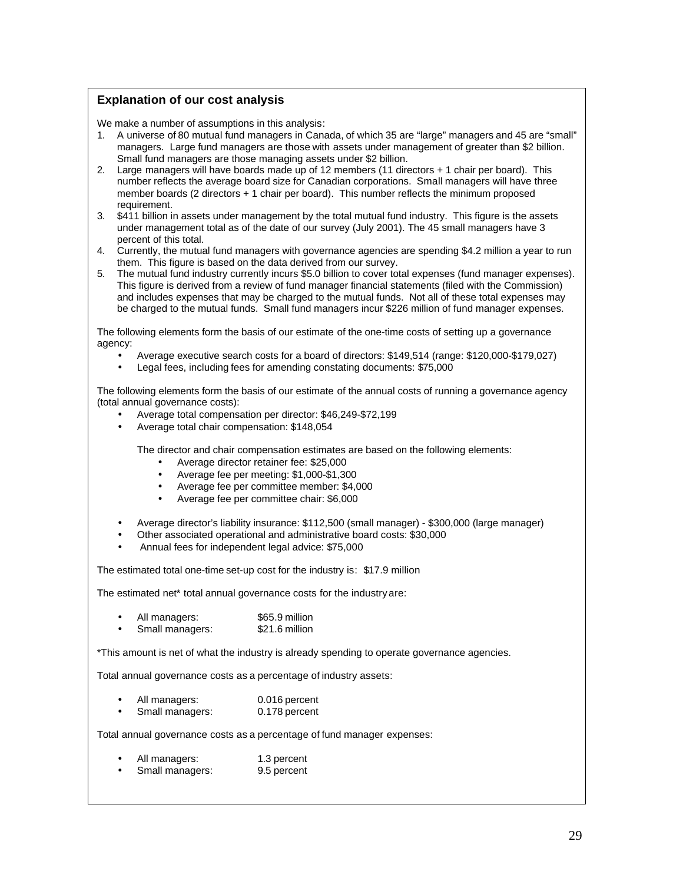### Explanation of our cost analysis

We make a number of assumptions in this analysis:

1. A universe of 80 mutual fund managers in Canada, of which 35 are "large" managers and 45 are "small" managers. Large fund managers are those with assets under management of greater than $2 billion. Small fund managers are those managing assets under $2 billion.
2. Large managers will have boards made up of 12 members (11 directors + 1 chair per board). This number reflects the average board size for Canadian corporations. Small managers will have three member boards (2 directors + 1 chair per board). This number reflects the minimum proposed requirement.
3. $411 billion in assets under management by the total mutual fund industry. This figure is the assets under management total as of the date of our survey (July 2001). The 45 small managers have 3 percent of this total.
4. Currently, the mutual fund managers with governance agencies are spending $4.2 million a year to run them. This figure is based on the data derived from our survey.
5. The mutual fund industry currently incurs $5.0 billion to cover total expenses (fund manager expenses). This figure is derived from a review of fund manager financial statements (filed with the Commission) and includes expenses that may be charged to the mutual funds. Not all of these total expenses may be charged to the mutual funds. Small fund managers incur $226 million of fund manager expenses.

The following elements form the basis of our estimate of the one-time costs of setting up a governance agency:

- Average executive search costs for a board of directors: $149,514 (range: $120,000-$179,027)
- Legal fees, including fees for amending constating documents: $75,000

The following elements form the basis of our estimate of the annual costs of running a governance agency (total annual governance costs):

- Average total compensation per director: $46,249-$72,199
- Average total chair compensation: $148,054

  The director and chair compensation estimates are based on the following elements:

  - Average director retainer fee: $25,000
  - Average fee per meeting: $1,000-$1,300
  - Average fee per committee member: $4,000
  - Average fee per committee chair: $6,000

- Average director's liability insurance: $112,500 (small manager) - $300,000 (large manager)
- Other associated operational and administrative board costs: $30,000
- Annual fees for independent legal advice: $75,000

The estimated total one-time set-up cost for the industry is: $17.9 million

The estimated net* total annual governance costs for the industry are:

- All managers: $65.9 million
- Small managers: $21.6 million

*This amount is net of what the industry is already spending to operate governance agencies.

Total annual governance costs as a percentage of industry assets:

- All managers: 0.016 percent
- Small managers: 0.178 percent

Total annual governance costs as a percentage of fund manager expenses:

- All managers: 1.3 percent
- Small managers: 9.5 percent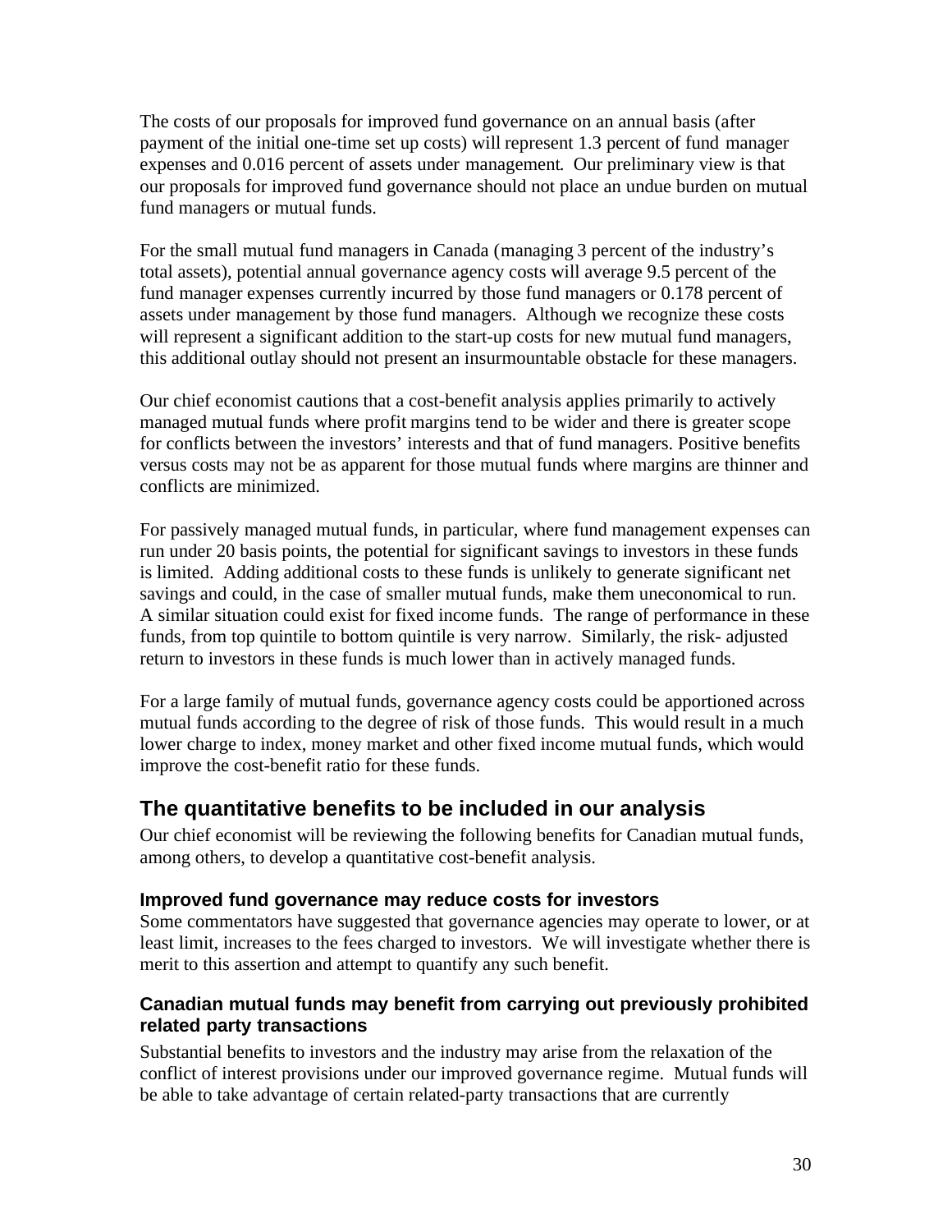The costs of our proposals for improved fund governance on an annual basis (after payment of the initial one-time set up costs) will represent 1.3 percent of fund manager expenses and 0.016 percent of assets under management. Our preliminary view is that our proposals for improved fund governance should not place an undue burden on mutual fund managers or mutual funds.

For the small mutual fund managers in Canada (managing 3 percent of the industry's total assets), potential annual governance agency costs will average 9.5 percent of the fund manager expenses currently incurred by those fund managers or 0.178 percent of assets under management by those fund managers. Although we recognize these costs will represent a significant addition to the start-up costs for new mutual fund managers, this additional outlay should not present an insurmountable obstacle for these managers.

Our chief economist cautions that a cost-benefit analysis applies primarily to actively managed mutual funds where profit margins tend to be wider and there is greater scope for conflicts between the investors' interests and that of fund managers. Positive benefits versus costs may not be as apparent for those mutual funds where margins are thinner and conflicts are minimized.

For passively managed mutual funds, in particular, where fund management expenses can run under 20 basis points, the potential for significant savings to investors in these funds is limited. Adding additional costs to these funds is unlikely to generate significant net savings and could, in the case of smaller mutual funds, make them uneconomical to run. A similar situation could exist for fixed income funds. The range of performance in these funds, from top quintile to bottom quintile is very narrow. Similarly, the risk- adjusted return to investors in these funds is much lower than in actively managed funds.

For a large family of mutual funds, governance agency costs could be apportioned across mutual funds according to the degree of risk of those funds. This would result in a much lower charge to index, money market and other fixed income mutual funds, which would improve the cost-benefit ratio for these funds.

## The quantitative benefits to be included in our analysis

Our chief economist will be reviewing the following benefits for Canadian mutual funds, among others, to develop a quantitative cost-benefit analysis.

### Improved fund governance may reduce costs for investors

Some commentators have suggested that governance agencies may operate to lower, or at least limit, increases to the fees charged to investors. We will investigate whether there is merit to this assertion and attempt to quantify any such benefit.

### Canadian mutual funds may benefit from carrying out previously prohibited related party transactions

Substantial benefits to investors and the industry may arise from the relaxation of the conflict of interest provisions under our improved governance regime. Mutual funds will be able to take advantage of certain related-party transactions that are currently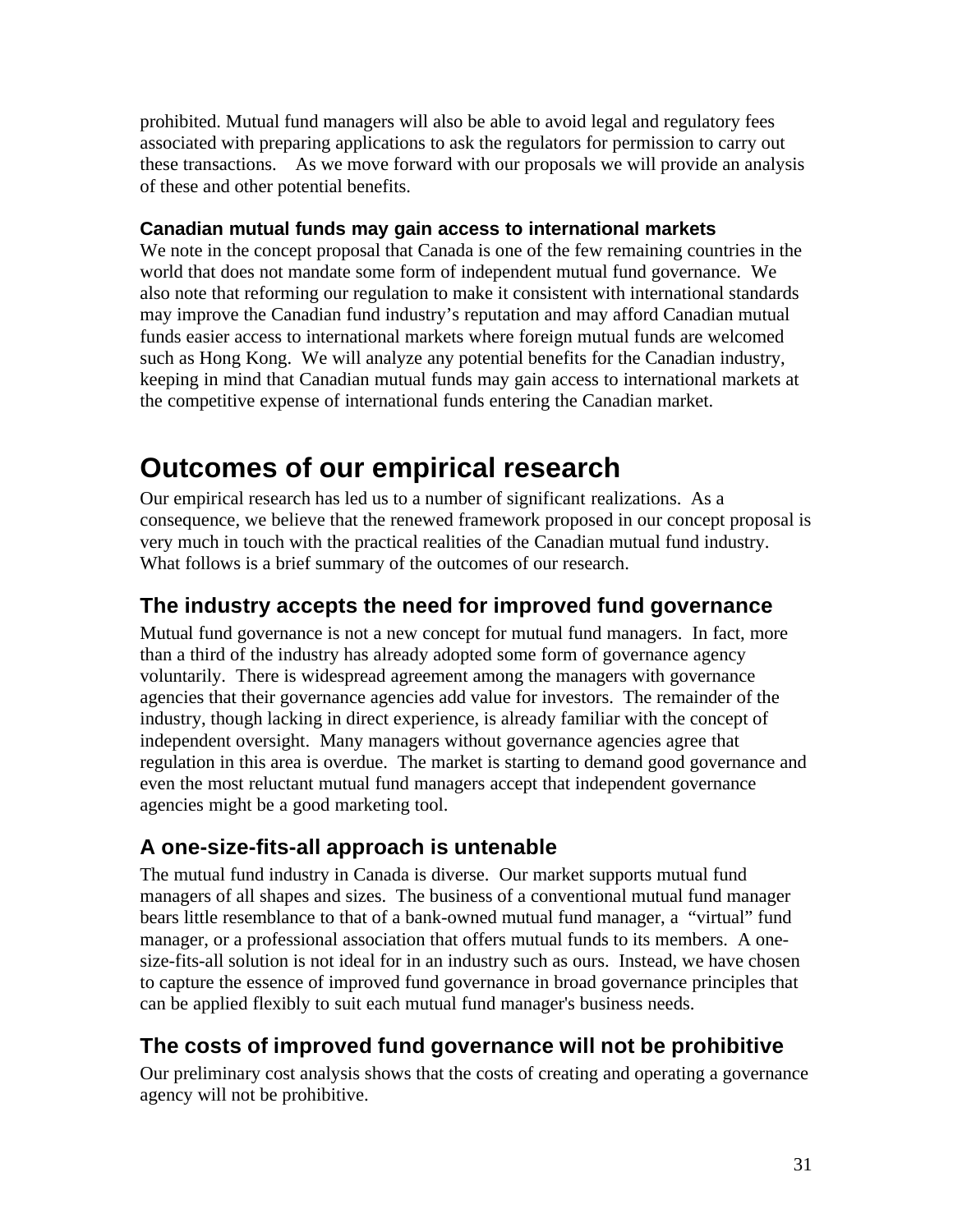prohibited. Mutual fund managers will also be able to avoid legal and regulatory fees associated with preparing applications to ask the regulators for permission to carry out these transactions. As we move forward with our proposals we will provide an analysis of these and other potential benefits.

### Canadian mutual funds may gain access to international markets

We note in the concept proposal that Canada is one of the few remaining countries in the world that does not mandate some form of independent mutual fund governance. We also note that reforming our regulation to make it consistent with international standards may improve the Canadian fund industry's reputation and may afford Canadian mutual funds easier access to international markets where foreign mutual funds are welcomed such as Hong Kong. We will analyze any potential benefits for the Canadian industry, keeping in mind that Canadian mutual funds may gain access to international markets at the competitive expense of international funds entering the Canadian market.

# Outcomes of our empirical research

Our empirical research has led us to a number of significant realizations. As a consequence, we believe that the renewed framework proposed in our concept proposal is very much in touch with the practical realities of the Canadian mutual fund industry. What follows is a brief summary of the outcomes of our research.

## The industry accepts the need for improved fund governance

Mutual fund governance is not a new concept for mutual fund managers. In fact, more than a third of the industry has already adopted some form of governance agency voluntarily. There is widespread agreement among the managers with governance agencies that their governance agencies add value for investors. The remainder of the industry, though lacking in direct experience, is already familiar with the concept of independent oversight. Many managers without governance agencies agree that regulation in this area is overdue. The market is starting to demand good governance and even the most reluctant mutual fund managers accept that independent governance agencies might be a good marketing tool.

## A one-size-fits-all approach is untenable

The mutual fund industry in Canada is diverse. Our market supports mutual fund managers of all shapes and sizes. The business of a conventional mutual fund manager bears little resemblance to that of a bank-owned mutual fund manager, a "virtual" fund manager, or a professional association that offers mutual funds to its members. A one-size-fits-all solution is not ideal for in an industry such as ours. Instead, we have chosen to capture the essence of improved fund governance in broad governance principles that can be applied flexibly to suit each mutual fund manager's business needs.

## The costs of improved fund governance will not be prohibitive

Our preliminary cost analysis shows that the costs of creating and operating a governance agency will not be prohibitive.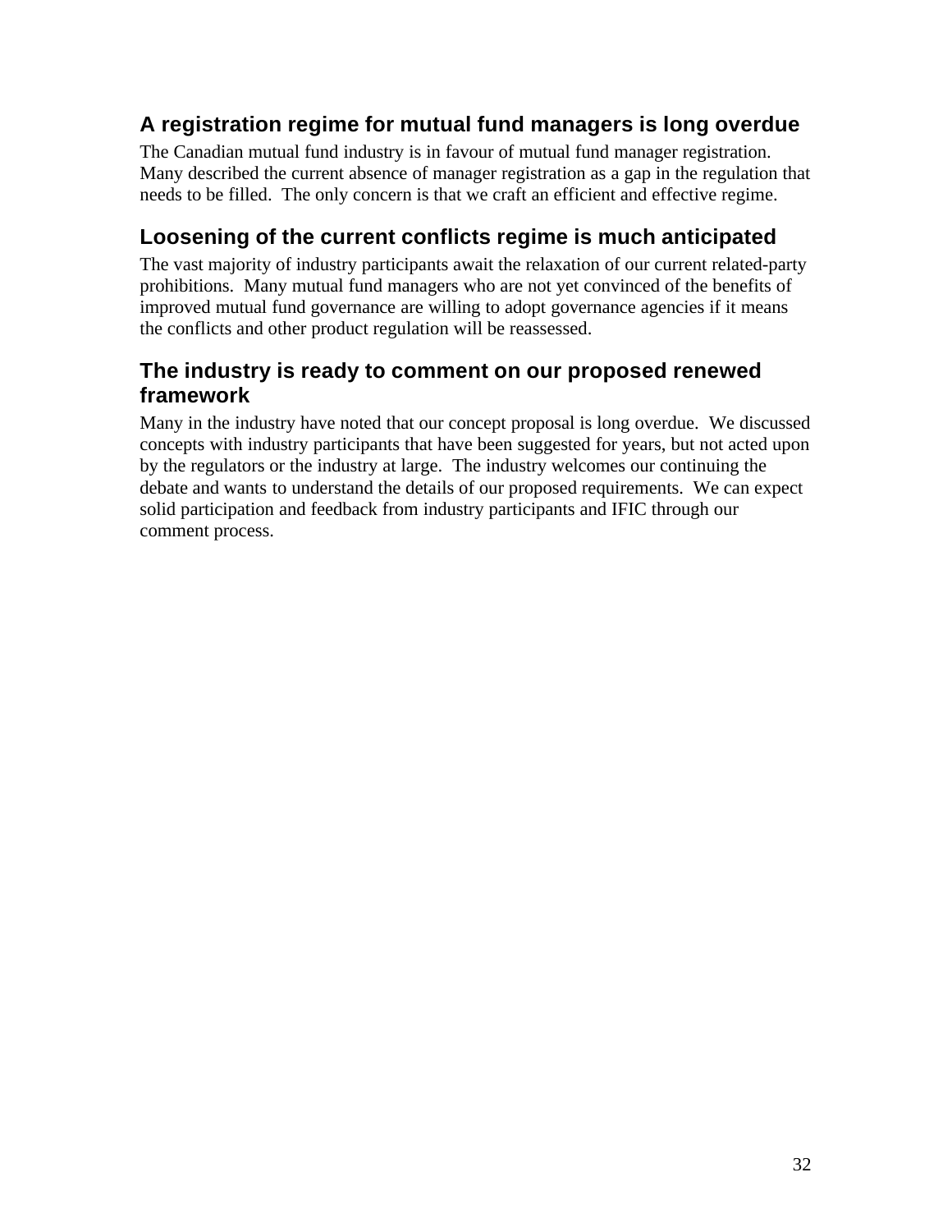### A registration regime for mutual fund managers is long overdue

The Canadian mutual fund industry is in favour of mutual fund manager registration. Many described the current absence of manager registration as a gap in the regulation that needs to be filled. The only concern is that we craft an efficient and effective regime.

### Loosening of the current conflicts regime is much anticipated

The vast majority of industry participants await the relaxation of our current related-party prohibitions. Many mutual fund managers who are not yet convinced of the benefits of improved mutual fund governance are willing to adopt governance agencies if it means the conflicts and other product regulation will be reassessed.

### The industry is ready to comment on our proposed renewed framework

Many in the industry have noted that our concept proposal is long overdue. We discussed concepts with industry participants that have been suggested for years, but not acted upon by the regulators or the industry at large. The industry welcomes our continuing the debate and wants to understand the details of our proposed requirements. We can expect solid participation and feedback from industry participants and IFIC through our comment process.